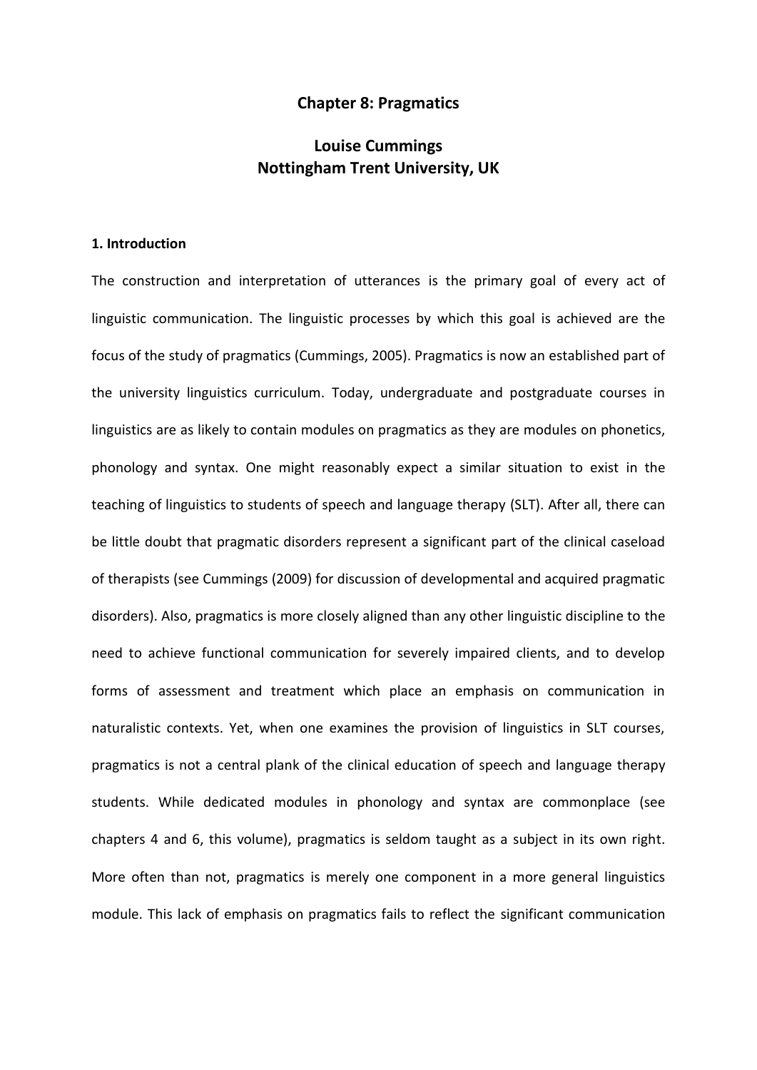# Chapter 8: Pragmatics

**Louise Cummings**
**Nottingham Trent University, UK**

## 1. Introduction

The construction and interpretation of utterances is the primary goal of every act of linguistic communication. The linguistic processes by which this goal is achieved are the focus of the study of pragmatics (Cummings, 2005). Pragmatics is now an established part of the university linguistics curriculum. Today, undergraduate and postgraduate courses in linguistics are as likely to contain modules on pragmatics as they are modules on phonetics, phonology and syntax. One might reasonably expect a similar situation to exist in the teaching of linguistics to students of speech and language therapy (SLT). After all, there can be little doubt that pragmatic disorders represent a significant part of the clinical caseload of therapists (see Cummings (2009) for discussion of developmental and acquired pragmatic disorders). Also, pragmatics is more closely aligned than any other linguistic discipline to the need to achieve functional communication for severely impaired clients, and to develop forms of assessment and treatment which place an emphasis on communication in naturalistic contexts. Yet, when one examines the provision of linguistics in SLT courses, pragmatics is not a central plank of the clinical education of speech and language therapy students. While dedicated modules in phonology and syntax are commonplace (see chapters 4 and 6, this volume), pragmatics is seldom taught as a subject in its own right. More often than not, pragmatics is merely one component in a more general linguistics module. This lack of emphasis on pragmatics fails to reflect the significant communication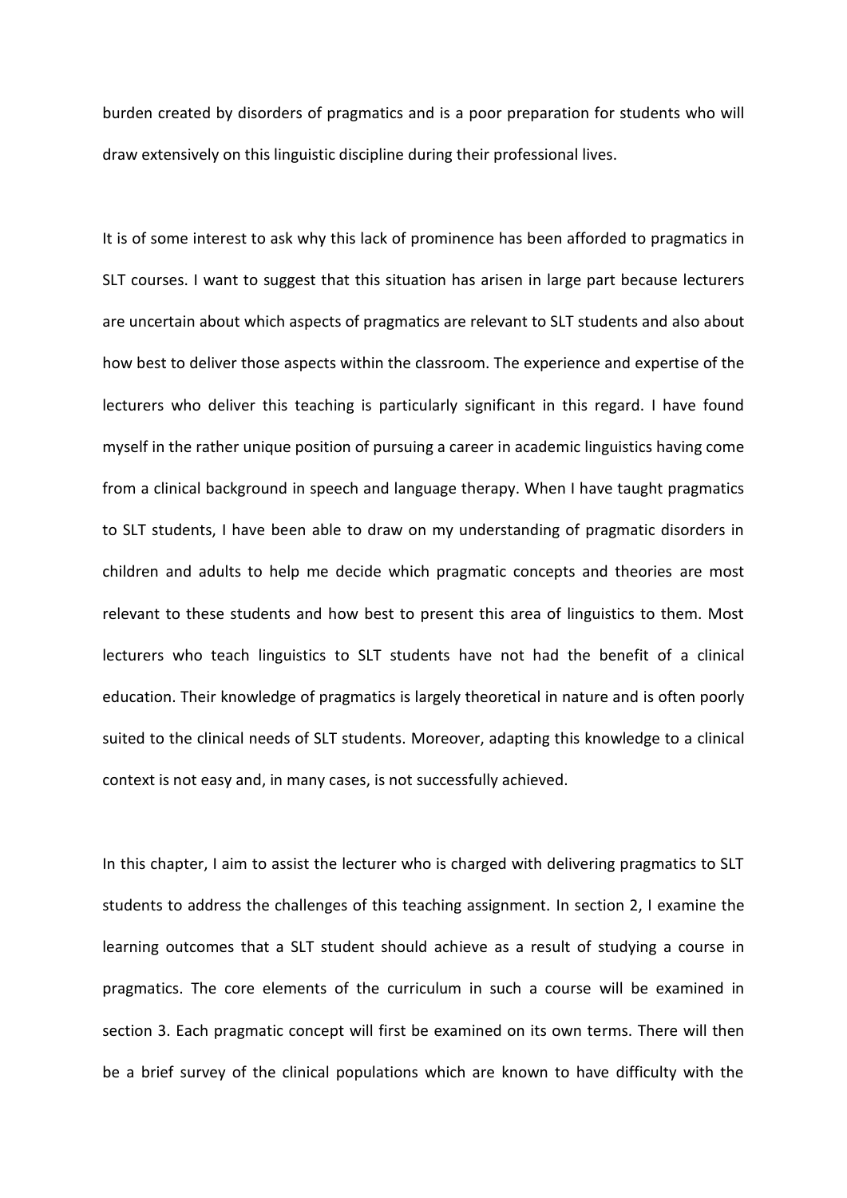burden created by disorders of pragmatics and is a poor preparation for students who will draw extensively on this linguistic discipline during their professional lives.

It is of some interest to ask why this lack of prominence has been afforded to pragmatics in SLT courses. I want to suggest that this situation has arisen in large part because lecturers are uncertain about which aspects of pragmatics are relevant to SLT students and also about how best to deliver those aspects within the classroom. The experience and expertise of the lecturers who deliver this teaching is particularly significant in this regard. I have found myself in the rather unique position of pursuing a career in academic linguistics having come from a clinical background in speech and language therapy. When I have taught pragmatics to SLT students, I have been able to draw on my understanding of pragmatic disorders in children and adults to help me decide which pragmatic concepts and theories are most relevant to these students and how best to present this area of linguistics to them. Most lecturers who teach linguistics to SLT students have not had the benefit of a clinical education. Their knowledge of pragmatics is largely theoretical in nature and is often poorly suited to the clinical needs of SLT students. Moreover, adapting this knowledge to a clinical context is not easy and, in many cases, is not successfully achieved.

In this chapter, I aim to assist the lecturer who is charged with delivering pragmatics to SLT students to address the challenges of this teaching assignment. In section 2, I examine the learning outcomes that a SLT student should achieve as a result of studying a course in pragmatics. The core elements of the curriculum in such a course will be examined in section 3. Each pragmatic concept will first be examined on its own terms. There will then be a brief survey of the clinical populations which are known to have difficulty with the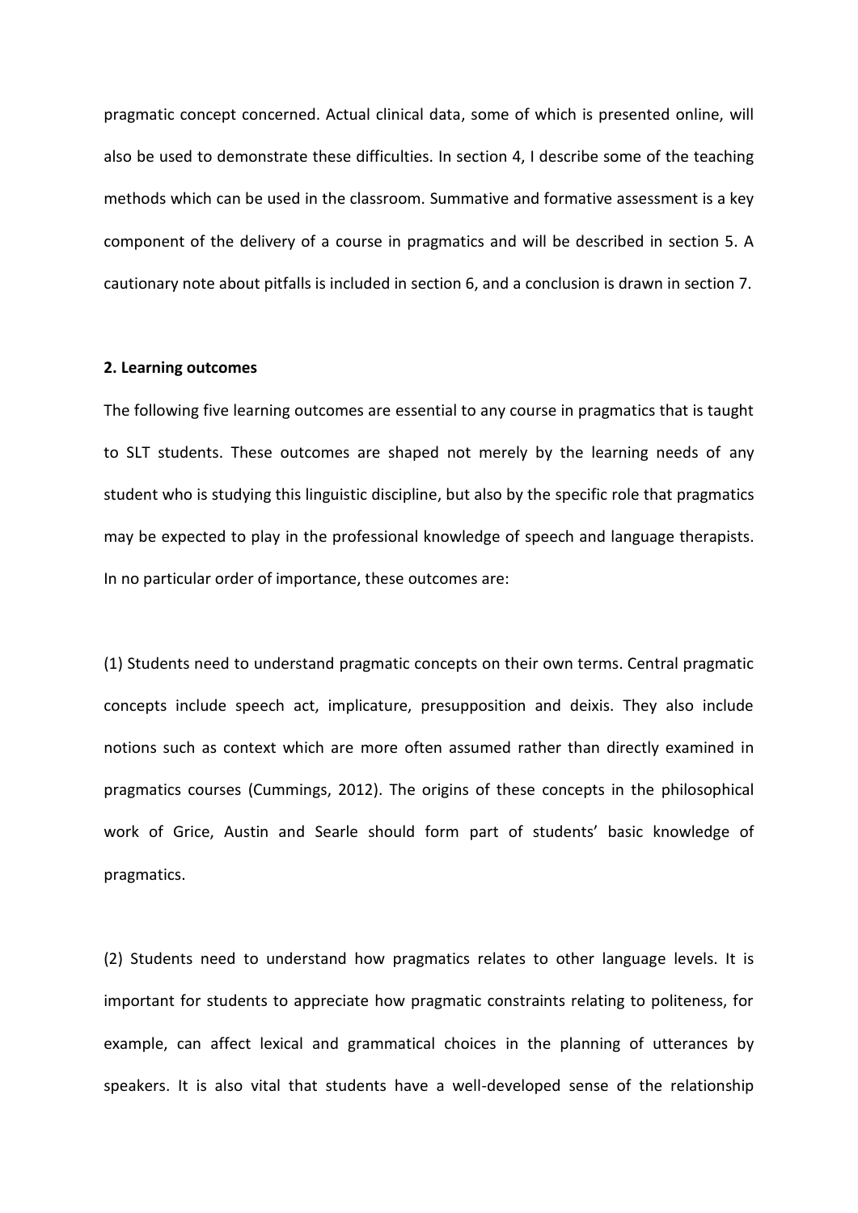pragmatic concept concerned. Actual clinical data, some of which is presented online, will also be used to demonstrate these difficulties. In section 4, I describe some of the teaching methods which can be used in the classroom. Summative and formative assessment is a key component of the delivery of a course in pragmatics and will be described in section 5. A cautionary note about pitfalls is included in section 6, and a conclusion is drawn in section 7.

## 2. Learning outcomes

The following five learning outcomes are essential to any course in pragmatics that is taught to SLT students. These outcomes are shaped not merely by the learning needs of any student who is studying this linguistic discipline, but also by the specific role that pragmatics may be expected to play in the professional knowledge of speech and language therapists. In no particular order of importance, these outcomes are:

(1) Students need to understand pragmatic concepts on their own terms. Central pragmatic concepts include speech act, implicature, presupposition and deixis. They also include notions such as context which are more often assumed rather than directly examined in pragmatics courses (Cummings, 2012). The origins of these concepts in the philosophical work of Grice, Austin and Searle should form part of students' basic knowledge of pragmatics.

(2) Students need to understand how pragmatics relates to other language levels. It is important for students to appreciate how pragmatic constraints relating to politeness, for example, can affect lexical and grammatical choices in the planning of utterances by speakers. It is also vital that students have a well-developed sense of the relationship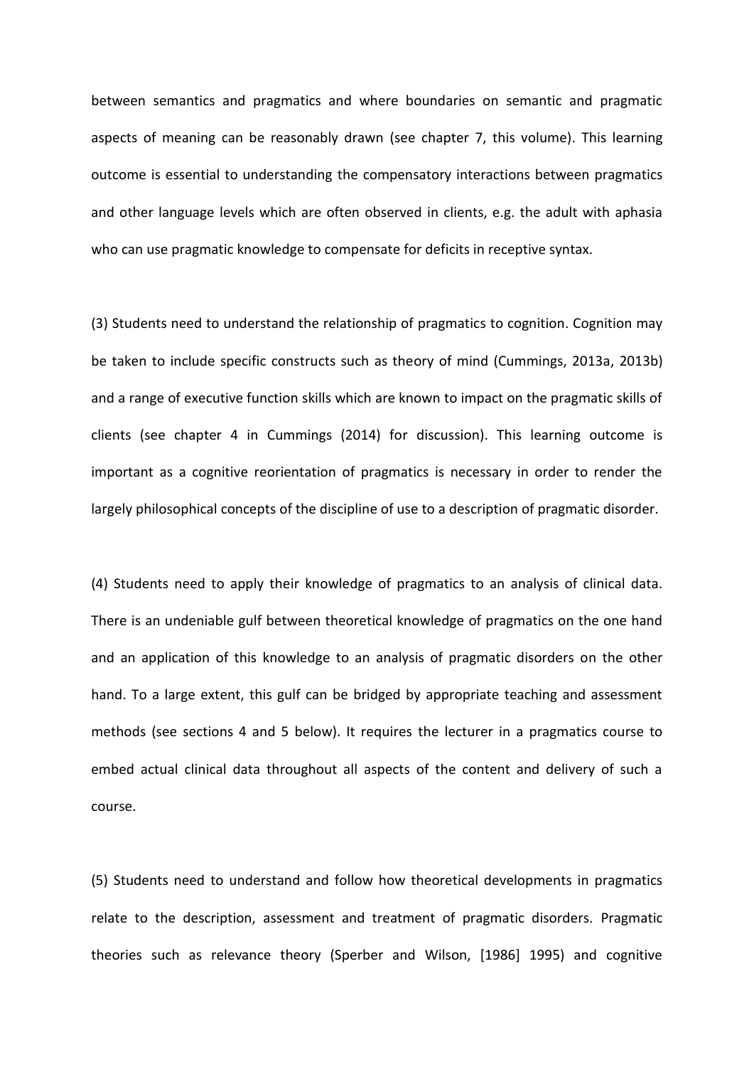between semantics and pragmatics and where boundaries on semantic and pragmatic aspects of meaning can be reasonably drawn (see chapter 7, this volume). This learning outcome is essential to understanding the compensatory interactions between pragmatics and other language levels which are often observed in clients, e.g. the adult with aphasia who can use pragmatic knowledge to compensate for deficits in receptive syntax.

(3) Students need to understand the relationship of pragmatics to cognition. Cognition may be taken to include specific constructs such as theory of mind (Cummings, 2013a, 2013b) and a range of executive function skills which are known to impact on the pragmatic skills of clients (see chapter 4 in Cummings (2014) for discussion). This learning outcome is important as a cognitive reorientation of pragmatics is necessary in order to render the largely philosophical concepts of the discipline of use to a description of pragmatic disorder.

(4) Students need to apply their knowledge of pragmatics to an analysis of clinical data. There is an undeniable gulf between theoretical knowledge of pragmatics on the one hand and an application of this knowledge to an analysis of pragmatic disorders on the other hand. To a large extent, this gulf can be bridged by appropriate teaching and assessment methods (see sections 4 and 5 below). It requires the lecturer in a pragmatics course to embed actual clinical data throughout all aspects of the content and delivery of such a course.

(5) Students need to understand and follow how theoretical developments in pragmatics relate to the description, assessment and treatment of pragmatic disorders. Pragmatic theories such as relevance theory (Sperber and Wilson, [1986] 1995) and cognitive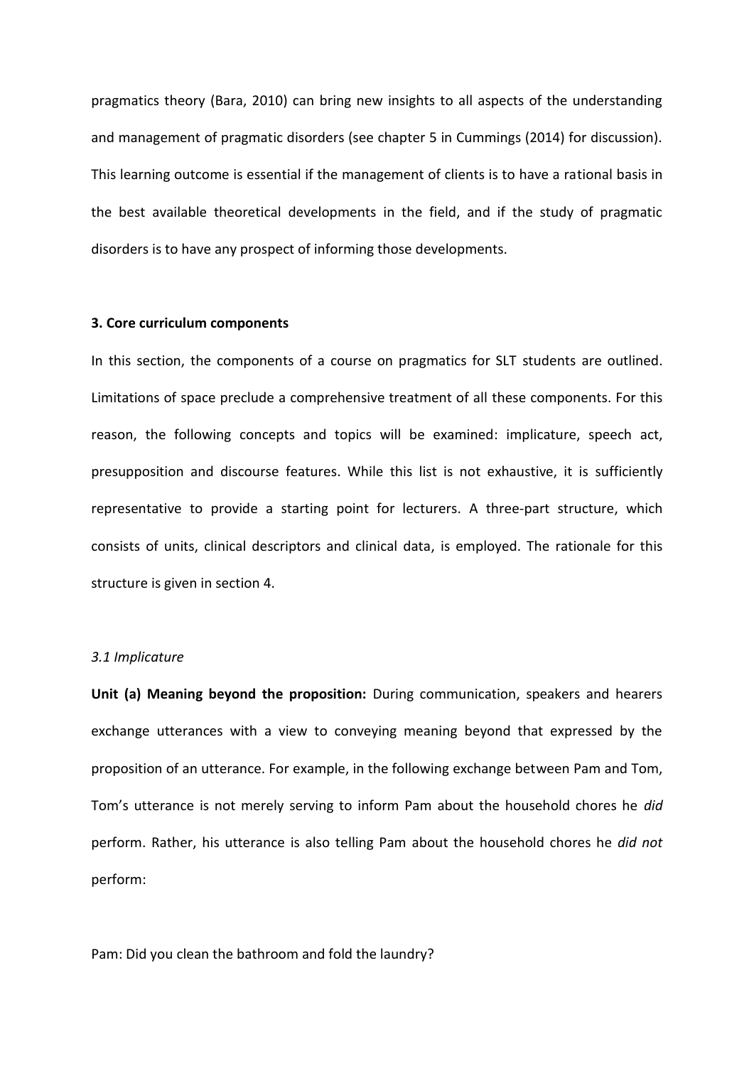pragmatics theory (Bara, 2010) can bring new insights to all aspects of the understanding and management of pragmatic disorders (see chapter 5 in Cummings (2014) for discussion). This learning outcome is essential if the management of clients is to have a rational basis in the best available theoretical developments in the field, and if the study of pragmatic disorders is to have any prospect of informing those developments.

### 3. Core curriculum components

In this section, the components of a course on pragmatics for SLT students are outlined. Limitations of space preclude a comprehensive treatment of all these components. For this reason, the following concepts and topics will be examined: implicature, speech act, presupposition and discourse features. While this list is not exhaustive, it is sufficiently representative to provide a starting point for lecturers. A three-part structure, which consists of units, clinical descriptors and clinical data, is employed. The rationale for this structure is given in section 4.

#### *3.1 Implicature*

**Unit (a) Meaning beyond the proposition:** During communication, speakers and hearers exchange utterances with a view to conveying meaning beyond that expressed by the proposition of an utterance. For example, in the following exchange between Pam and Tom, Tom's utterance is not merely serving to inform Pam about the household chores he *did* perform. Rather, his utterance is also telling Pam about the household chores he *did not* perform:

Pam: Did you clean the bathroom and fold the laundry?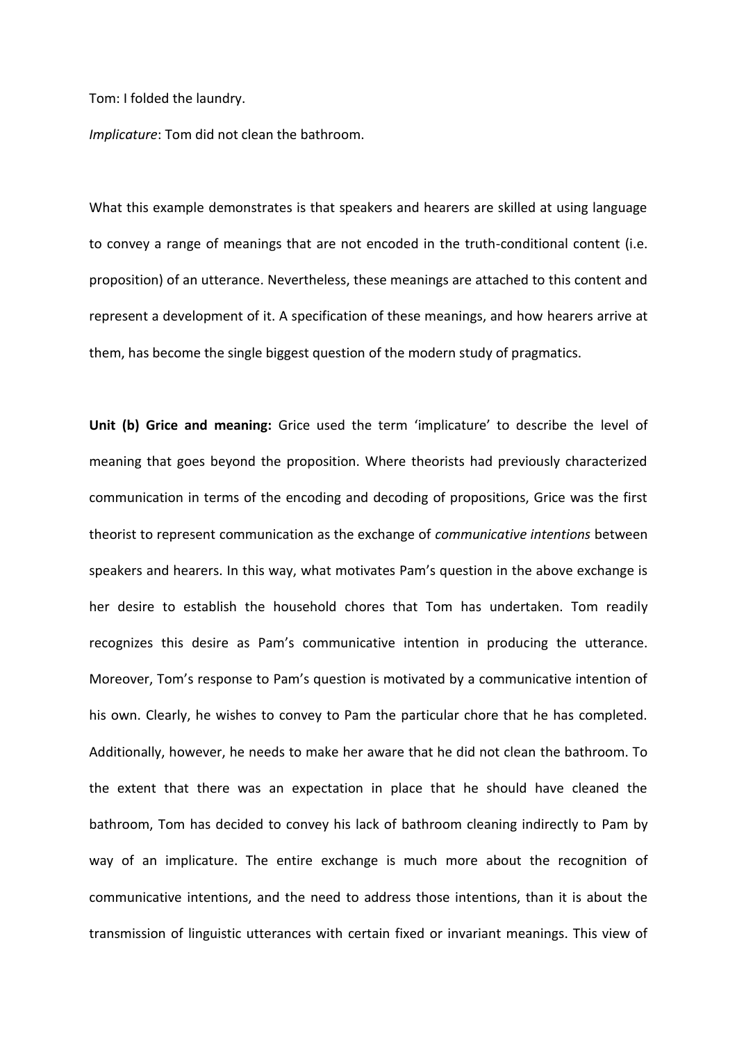Tom: I folded the laundry.

*Implicature*: Tom did not clean the bathroom.

What this example demonstrates is that speakers and hearers are skilled at using language to convey a range of meanings that are not encoded in the truth-conditional content (i.e. proposition) of an utterance. Nevertheless, these meanings are attached to this content and represent a development of it. A specification of these meanings, and how hearers arrive at them, has become the single biggest question of the modern study of pragmatics.

**Unit (b) Grice and meaning:** Grice used the term 'implicature' to describe the level of meaning that goes beyond the proposition. Where theorists had previously characterized communication in terms of the encoding and decoding of propositions, Grice was the first theorist to represent communication as the exchange of *communicative intentions* between speakers and hearers. In this way, what motivates Pam's question in the above exchange is her desire to establish the household chores that Tom has undertaken. Tom readily recognizes this desire as Pam's communicative intention in producing the utterance. Moreover, Tom's response to Pam's question is motivated by a communicative intention of his own. Clearly, he wishes to convey to Pam the particular chore that he has completed. Additionally, however, he needs to make her aware that he did not clean the bathroom. To the extent that there was an expectation in place that he should have cleaned the bathroom, Tom has decided to convey his lack of bathroom cleaning indirectly to Pam by way of an implicature. The entire exchange is much more about the recognition of communicative intentions, and the need to address those intentions, than it is about the transmission of linguistic utterances with certain fixed or invariant meanings. This view of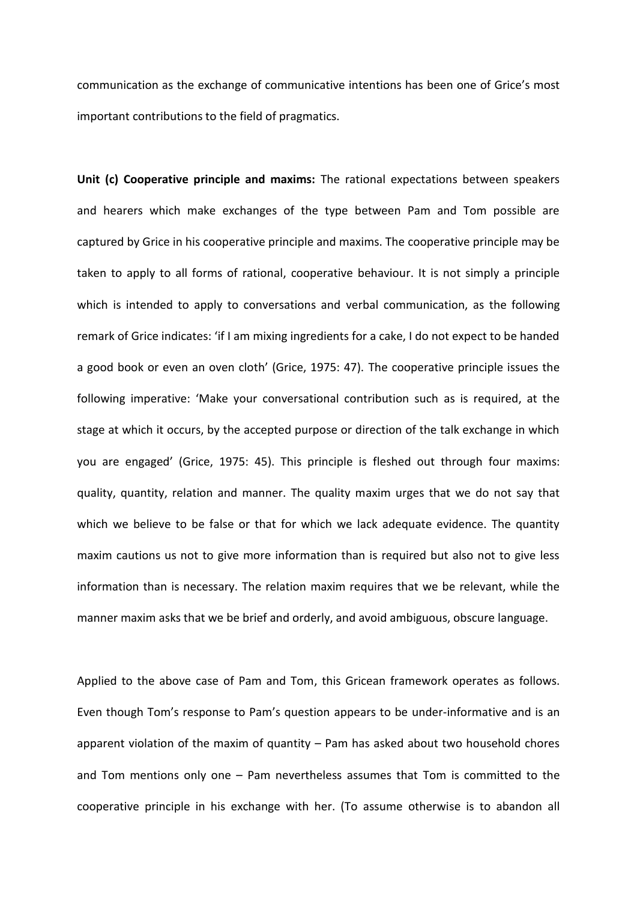communication as the exchange of communicative intentions has been one of Grice's most important contributions to the field of pragmatics.

**Unit (c) Cooperative principle and maxims:** The rational expectations between speakers and hearers which make exchanges of the type between Pam and Tom possible are captured by Grice in his cooperative principle and maxims. The cooperative principle may be taken to apply to all forms of rational, cooperative behaviour. It is not simply a principle which is intended to apply to conversations and verbal communication, as the following remark of Grice indicates: 'if I am mixing ingredients for a cake, I do not expect to be handed a good book or even an oven cloth' (Grice, 1975: 47). The cooperative principle issues the following imperative: 'Make your conversational contribution such as is required, at the stage at which it occurs, by the accepted purpose or direction of the talk exchange in which you are engaged' (Grice, 1975: 45). This principle is fleshed out through four maxims: quality, quantity, relation and manner. The quality maxim urges that we do not say that which we believe to be false or that for which we lack adequate evidence. The quantity maxim cautions us not to give more information than is required but also not to give less information than is necessary. The relation maxim requires that we be relevant, while the manner maxim asks that we be brief and orderly, and avoid ambiguous, obscure language.

Applied to the above case of Pam and Tom, this Gricean framework operates as follows. Even though Tom's response to Pam's question appears to be under-informative and is an apparent violation of the maxim of quantity – Pam has asked about two household chores and Tom mentions only one – Pam nevertheless assumes that Tom is committed to the cooperative principle in his exchange with her. (To assume otherwise is to abandon all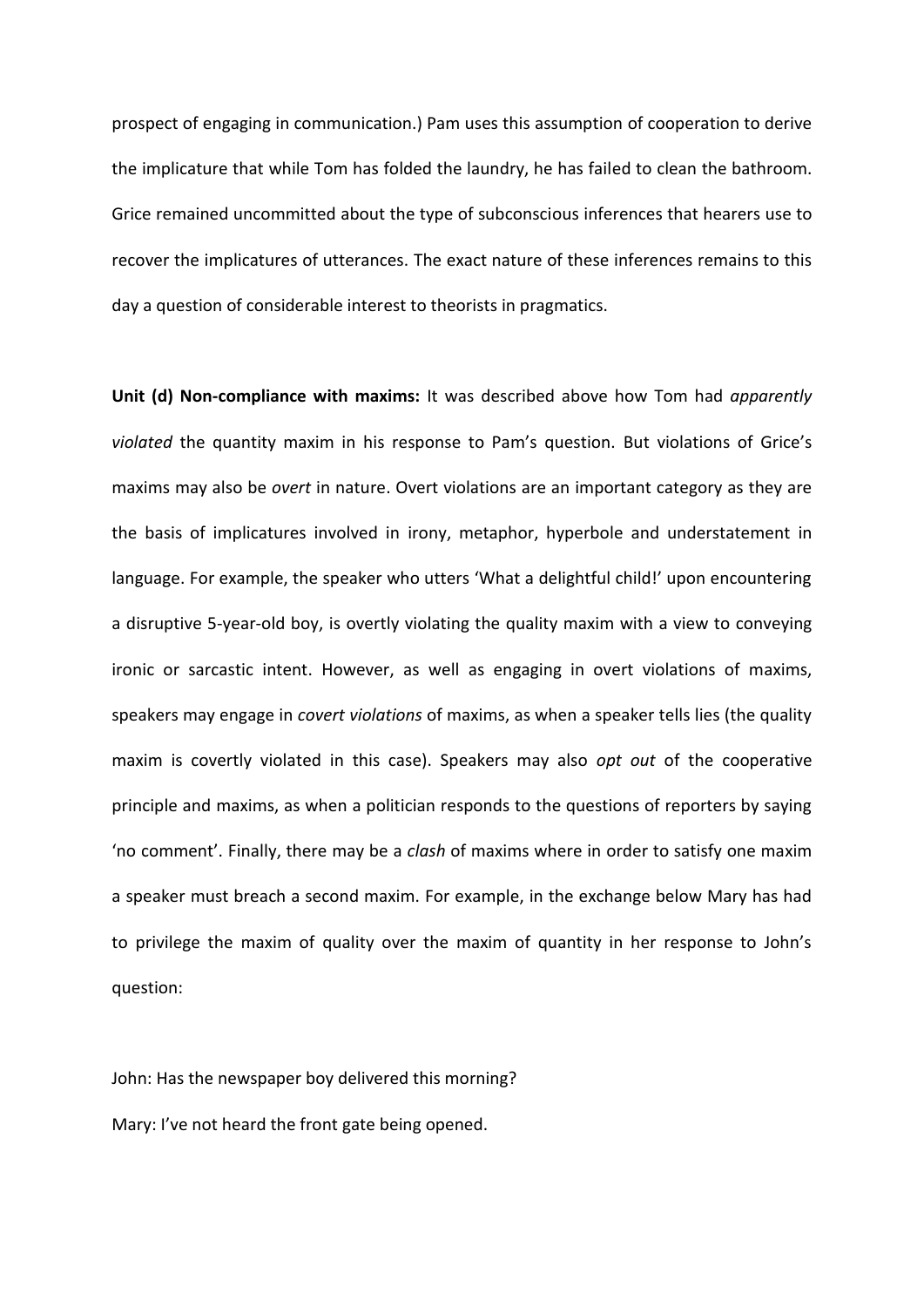prospect of engaging in communication.) Pam uses this assumption of cooperation to derive the implicature that while Tom has folded the laundry, he has failed to clean the bathroom. Grice remained uncommitted about the type of subconscious inferences that hearers use to recover the implicatures of utterances. The exact nature of these inferences remains to this day a question of considerable interest to theorists in pragmatics.

**Unit (d) Non-compliance with maxims:** It was described above how Tom had *apparently violated* the quantity maxim in his response to Pam's question. But violations of Grice's maxims may also be *overt* in nature. Overt violations are an important category as they are the basis of implicatures involved in irony, metaphor, hyperbole and understatement in language. For example, the speaker who utters 'What a delightful child!' upon encountering a disruptive 5-year-old boy, is overtly violating the quality maxim with a view to conveying ironic or sarcastic intent. However, as well as engaging in overt violations of maxims, speakers may engage in *covert violations* of maxims, as when a speaker tells lies (the quality maxim is covertly violated in this case). Speakers may also *opt out* of the cooperative principle and maxims, as when a politician responds to the questions of reporters by saying 'no comment'. Finally, there may be a *clash* of maxims where in order to satisfy one maxim a speaker must breach a second maxim. For example, in the exchange below Mary has had to privilege the maxim of quality over the maxim of quantity in her response to John's question:

John: Has the newspaper boy delivered this morning?

Mary: I've not heard the front gate being opened.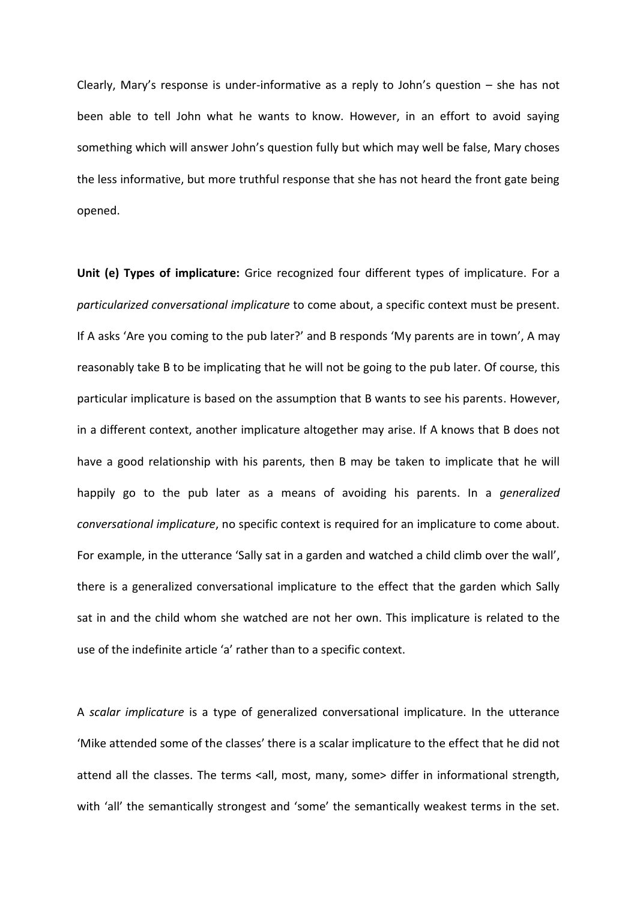Clearly, Mary's response is under-informative as a reply to John's question – she has not been able to tell John what he wants to know. However, in an effort to avoid saying something which will answer John's question fully but which may well be false, Mary choses the less informative, but more truthful response that she has not heard the front gate being opened.

**Unit (e) Types of implicature:** Grice recognized four different types of implicature. For a *particularized conversational implicature* to come about, a specific context must be present. If A asks 'Are you coming to the pub later?' and B responds 'My parents are in town', A may reasonably take B to be implicating that he will not be going to the pub later. Of course, this particular implicature is based on the assumption that B wants to see his parents. However, in a different context, another implicature altogether may arise. If A knows that B does not have a good relationship with his parents, then B may be taken to implicate that he will happily go to the pub later as a means of avoiding his parents. In a *generalized conversational implicature*, no specific context is required for an implicature to come about. For example, in the utterance 'Sally sat in a garden and watched a child climb over the wall', there is a generalized conversational implicature to the effect that the garden which Sally sat in and the child whom she watched are not her own. This implicature is related to the use of the indefinite article 'a' rather than to a specific context.

A *scalar implicature* is a type of generalized conversational implicature. In the utterance 'Mike attended some of the classes' there is a scalar implicature to the effect that he did not attend all the classes. The terms <all, most, many, some> differ in informational strength, with 'all' the semantically strongest and 'some' the semantically weakest terms in the set.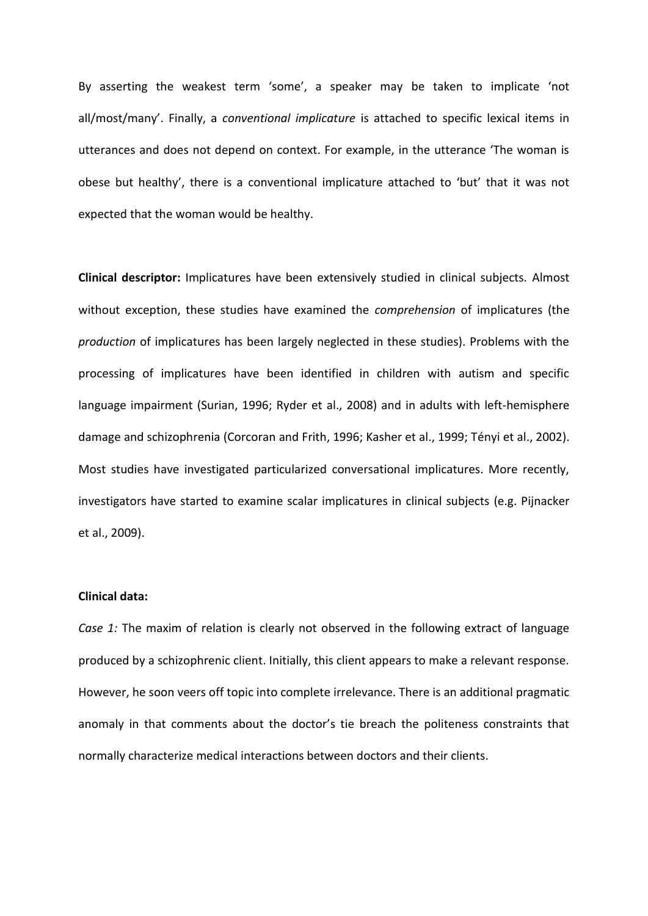By asserting the weakest term 'some', a speaker may be taken to implicate 'not all/most/many'. Finally, a *conventional implicature* is attached to specific lexical items in utterances and does not depend on context. For example, in the utterance 'The woman is obese but healthy', there is a conventional implicature attached to 'but' that it was not expected that the woman would be healthy.

**Clinical descriptor:** Implicatures have been extensively studied in clinical subjects. Almost without exception, these studies have examined the *comprehension* of implicatures (the *production* of implicatures has been largely neglected in these studies). Problems with the processing of implicatures have been identified in children with autism and specific language impairment (Surian, 1996; Ryder et al., 2008) and in adults with left-hemisphere damage and schizophrenia (Corcoran and Frith, 1996; Kasher et al., 1999; Tényi et al., 2002). Most studies have investigated particularized conversational implicatures. More recently, investigators have started to examine scalar implicatures in clinical subjects (e.g. Pijnacker et al., 2009).

**Clinical data:**

*Case 1:* The maxim of relation is clearly not observed in the following extract of language produced by a schizophrenic client. Initially, this client appears to make a relevant response. However, he soon veers off topic into complete irrelevance. There is an additional pragmatic anomaly in that comments about the doctor's tie breach the politeness constraints that normally characterize medical interactions between doctors and their clients.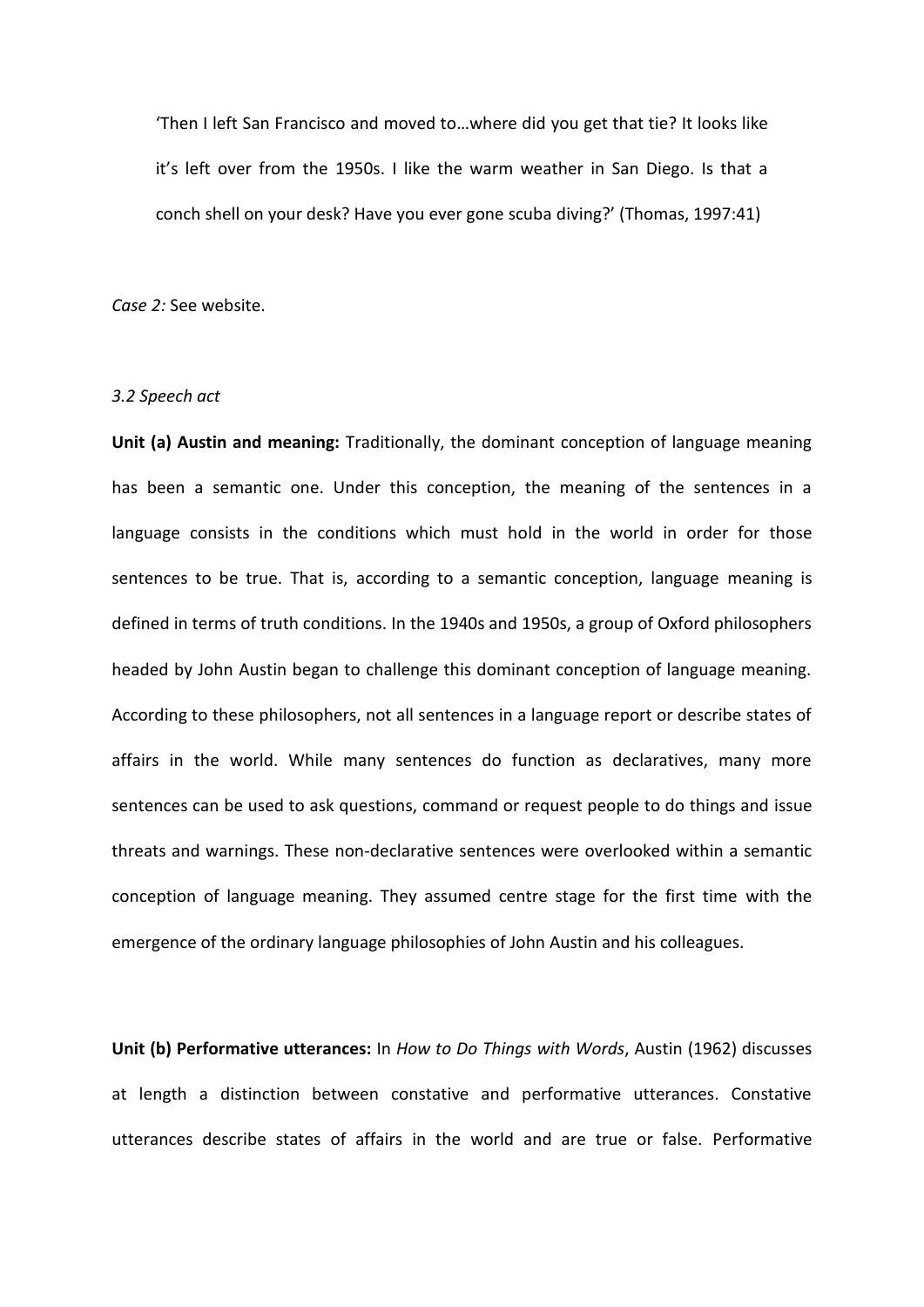> 'Then I left San Francisco and moved to…where did you get that tie? It looks like it's left over from the 1950s. I like the warm weather in San Diego. Is that a conch shell on your desk? Have you ever gone scuba diving?' (Thomas, 1997:41)

*Case 2:* See website.

*3.2 Speech act*

**Unit (a) Austin and meaning:** Traditionally, the dominant conception of language meaning has been a semantic one. Under this conception, the meaning of the sentences in a language consists in the conditions which must hold in the world in order for those sentences to be true. That is, according to a semantic conception, language meaning is defined in terms of truth conditions. In the 1940s and 1950s, a group of Oxford philosophers headed by John Austin began to challenge this dominant conception of language meaning. According to these philosophers, not all sentences in a language report or describe states of affairs in the world. While many sentences do function as declaratives, many more sentences can be used to ask questions, command or request people to do things and issue threats and warnings. These non-declarative sentences were overlooked within a semantic conception of language meaning. They assumed centre stage for the first time with the emergence of the ordinary language philosophies of John Austin and his colleagues.

**Unit (b) Performative utterances:** In *How to Do Things with Words*, Austin (1962) discusses at length a distinction between constative and performative utterances. Constative utterances describe states of affairs in the world and are true or false. Performative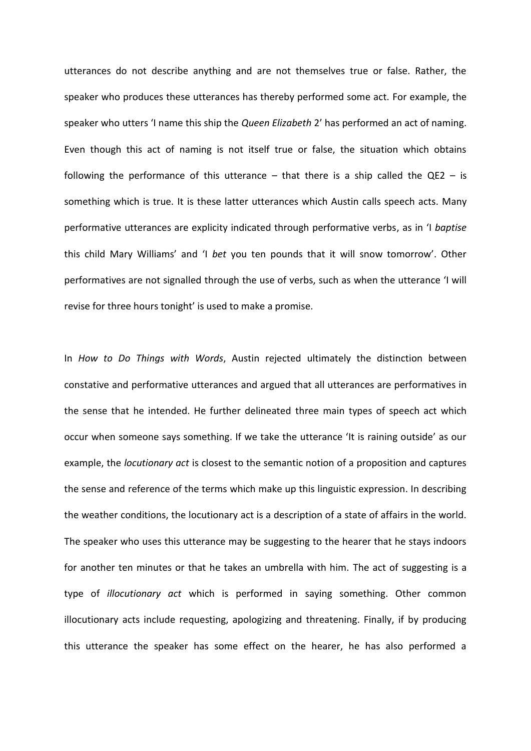utterances do not describe anything and are not themselves true or false. Rather, the speaker who produces these utterances has thereby performed some act. For example, the speaker who utters ‘I name this ship the *Queen Elizabeth* 2’ has performed an act of naming. Even though this act of naming is not itself true or false, the situation which obtains following the performance of this utterance – that there is a ship called the QE2 – is something which is true. It is these latter utterances which Austin calls speech acts. Many performative utterances are explicity indicated through performative verbs, as in ‘I *baptise* this child Mary Williams’ and ‘I *bet* you ten pounds that it will snow tomorrow’. Other performatives are not signalled through the use of verbs, such as when the utterance ‘I will revise for three hours tonight’ is used to make a promise.

In *How to Do Things with Words*, Austin rejected ultimately the distinction between constative and performative utterances and argued that all utterances are performatives in the sense that he intended. He further delineated three main types of speech act which occur when someone says something. If we take the utterance ‘It is raining outside’ as our example, the *locutionary act* is closest to the semantic notion of a proposition and captures the sense and reference of the terms which make up this linguistic expression. In describing the weather conditions, the locutionary act is a description of a state of affairs in the world. The speaker who uses this utterance may be suggesting to the hearer that he stays indoors for another ten minutes or that he takes an umbrella with him. The act of suggesting is a type of *illocutionary act* which is performed in saying something. Other common illocutionary acts include requesting, apologizing and threatening. Finally, if by producing this utterance the speaker has some effect on the hearer, he has also performed a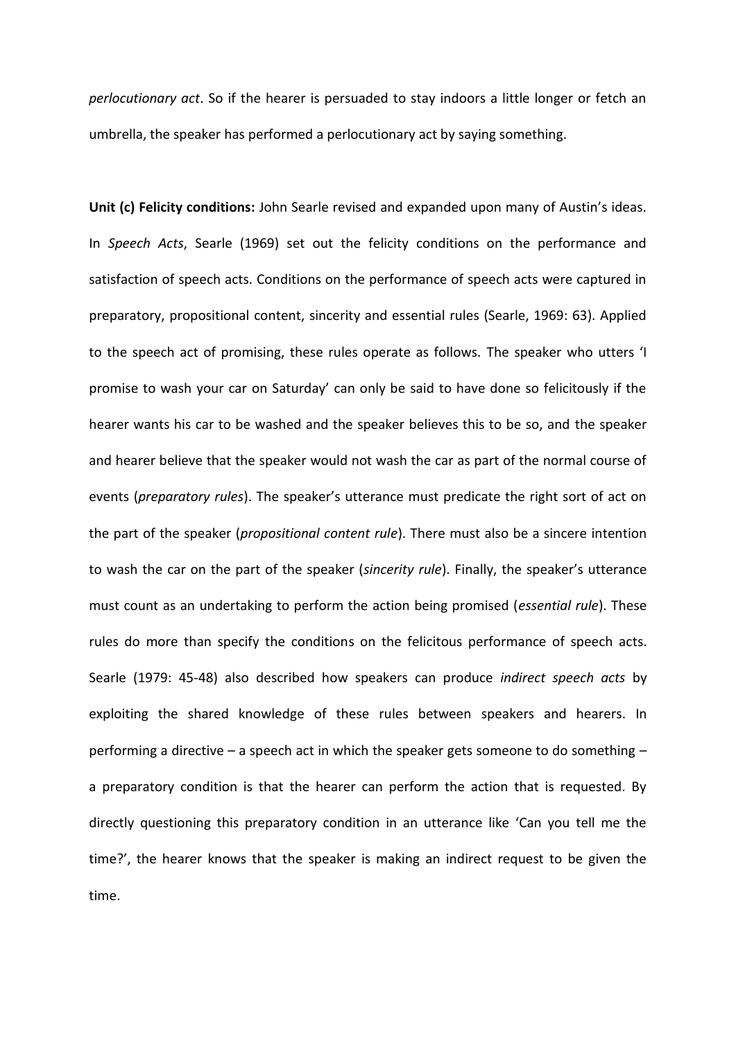*perlocutionary act*. So if the hearer is persuaded to stay indoors a little longer or fetch an umbrella, the speaker has performed a perlocutionary act by saying something.

**Unit (c) Felicity conditions:** John Searle revised and expanded upon many of Austin's ideas. In *Speech Acts*, Searle (1969) set out the felicity conditions on the performance and satisfaction of speech acts. Conditions on the performance of speech acts were captured in preparatory, propositional content, sincerity and essential rules (Searle, 1969: 63). Applied to the speech act of promising, these rules operate as follows. The speaker who utters 'I promise to wash your car on Saturday' can only be said to have done so felicitously if the hearer wants his car to be washed and the speaker believes this to be so, and the speaker and hearer believe that the speaker would not wash the car as part of the normal course of events (*preparatory rules*). The speaker's utterance must predicate the right sort of act on the part of the speaker (*propositional content rule*). There must also be a sincere intention to wash the car on the part of the speaker (*sincerity rule*). Finally, the speaker's utterance must count as an undertaking to perform the action being promised (*essential rule*). These rules do more than specify the conditions on the felicitous performance of speech acts. Searle (1979: 45-48) also described how speakers can produce *indirect speech acts* by exploiting the shared knowledge of these rules between speakers and hearers. In performing a directive – a speech act in which the speaker gets someone to do something – a preparatory condition is that the hearer can perform the action that is requested. By directly questioning this preparatory condition in an utterance like 'Can you tell me the time?', the hearer knows that the speaker is making an indirect request to be given the time.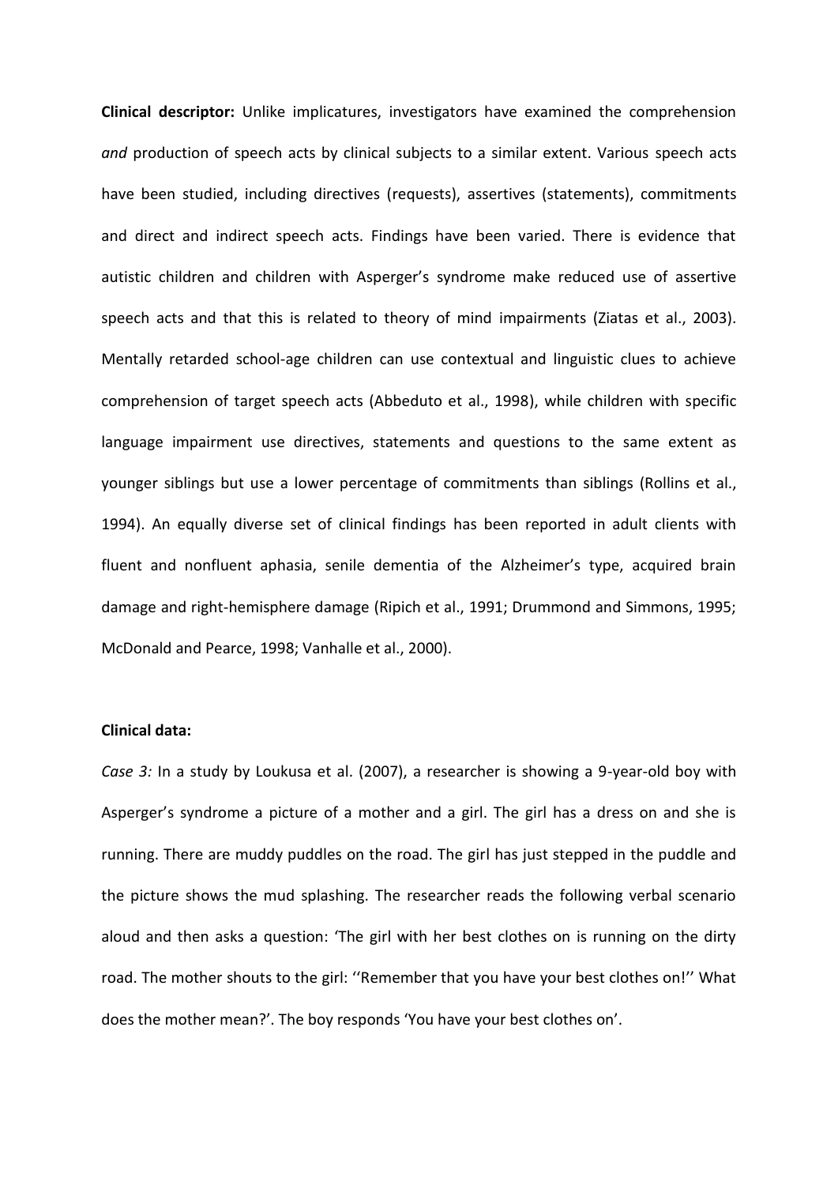**Clinical descriptor:** Unlike implicatures, investigators have examined the comprehension *and* production of speech acts by clinical subjects to a similar extent. Various speech acts have been studied, including directives (requests), assertives (statements), commitments and direct and indirect speech acts. Findings have been varied. There is evidence that autistic children and children with Asperger's syndrome make reduced use of assertive speech acts and that this is related to theory of mind impairments (Ziatas et al., 2003). Mentally retarded school-age children can use contextual and linguistic clues to achieve comprehension of target speech acts (Abbeduto et al., 1998), while children with specific language impairment use directives, statements and questions to the same extent as younger siblings but use a lower percentage of commitments than siblings (Rollins et al., 1994). An equally diverse set of clinical findings has been reported in adult clients with fluent and nonfluent aphasia, senile dementia of the Alzheimer's type, acquired brain damage and right-hemisphere damage (Ripich et al., 1991; Drummond and Simmons, 1995; McDonald and Pearce, 1998; Vanhalle et al., 2000).

**Clinical data:**

*Case 3:* In a study by Loukusa et al. (2007), a researcher is showing a 9-year-old boy with Asperger's syndrome a picture of a mother and a girl. The girl has a dress on and she is running. There are muddy puddles on the road. The girl has just stepped in the puddle and the picture shows the mud splashing. The researcher reads the following verbal scenario aloud and then asks a question: 'The girl with her best clothes on is running on the dirty road. The mother shouts to the girl: ''Remember that you have your best clothes on!'' What does the mother mean?'. The boy responds 'You have your best clothes on'.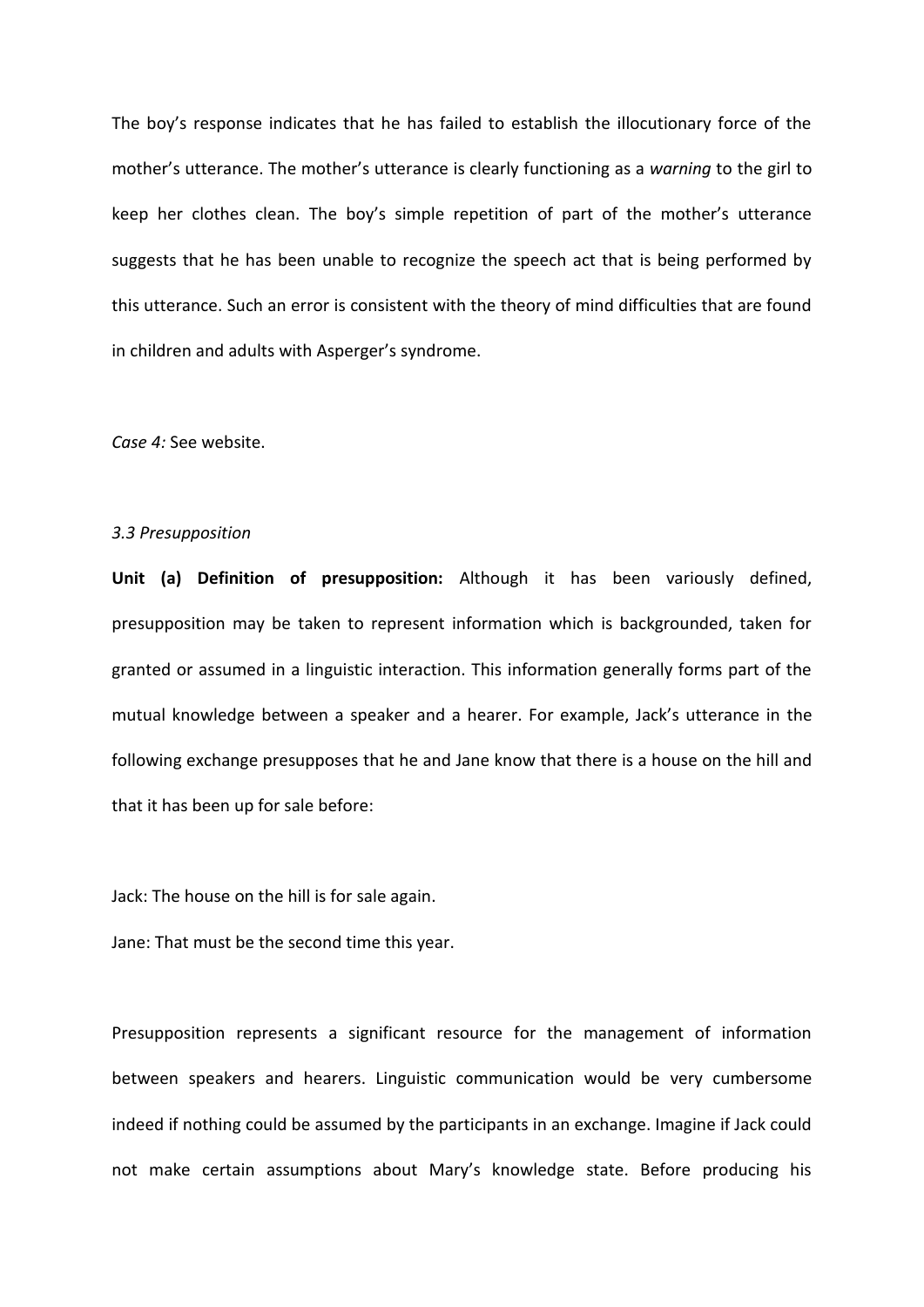The boy's response indicates that he has failed to establish the illocutionary force of the mother's utterance. The mother's utterance is clearly functioning as a *warning* to the girl to keep her clothes clean. The boy's simple repetition of part of the mother's utterance suggests that he has been unable to recognize the speech act that is being performed by this utterance. Such an error is consistent with the theory of mind difficulties that are found in children and adults with Asperger's syndrome.

*Case 4:* See website.

*3.3 Presupposition*

**Unit (a) Definition of presupposition:** Although it has been variously defined, presupposition may be taken to represent information which is backgrounded, taken for granted or assumed in a linguistic interaction. This information generally forms part of the mutual knowledge between a speaker and a hearer. For example, Jack's utterance in the following exchange presupposes that he and Jane know that there is a house on the hill and that it has been up for sale before:

Jack: The house on the hill is for sale again.

Jane: That must be the second time this year.

Presupposition represents a significant resource for the management of information between speakers and hearers. Linguistic communication would be very cumbersome indeed if nothing could be assumed by the participants in an exchange. Imagine if Jack could not make certain assumptions about Mary's knowledge state. Before producing his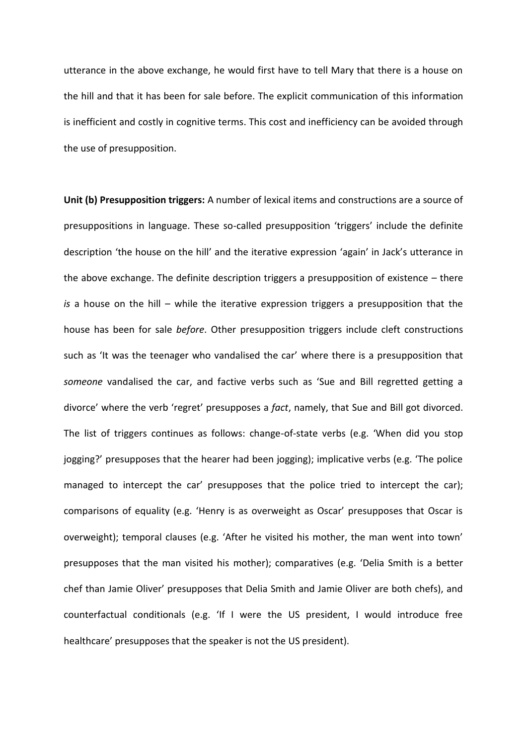utterance in the above exchange, he would first have to tell Mary that there is a house on the hill and that it has been for sale before. The explicit communication of this information is inefficient and costly in cognitive terms. This cost and inefficiency can be avoided through the use of presupposition.

**Unit (b) Presupposition triggers:** A number of lexical items and constructions are a source of presuppositions in language. These so-called presupposition 'triggers' include the definite description 'the house on the hill' and the iterative expression 'again' in Jack's utterance in the above exchange. The definite description triggers a presupposition of existence – there *is* a house on the hill – while the iterative expression triggers a presupposition that the house has been for sale *before*. Other presupposition triggers include cleft constructions such as 'It was the teenager who vandalised the car' where there is a presupposition that *someone* vandalised the car, and factive verbs such as 'Sue and Bill regretted getting a divorce' where the verb 'regret' presupposes a *fact*, namely, that Sue and Bill got divorced. The list of triggers continues as follows: change-of-state verbs (e.g. 'When did you stop jogging?' presupposes that the hearer had been jogging); implicative verbs (e.g. 'The police managed to intercept the car' presupposes that the police tried to intercept the car); comparisons of equality (e.g. 'Henry is as overweight as Oscar' presupposes that Oscar is overweight); temporal clauses (e.g. 'After he visited his mother, the man went into town' presupposes that the man visited his mother); comparatives (e.g. 'Delia Smith is a better chef than Jamie Oliver' presupposes that Delia Smith and Jamie Oliver are both chefs), and counterfactual conditionals (e.g. 'If I were the US president, I would introduce free healthcare' presupposes that the speaker is not the US president).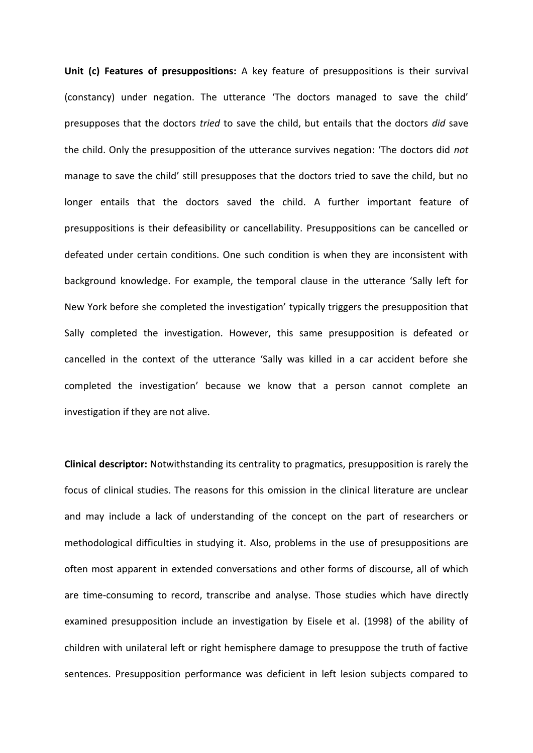**Unit (c) Features of presuppositions:** A key feature of presuppositions is their survival (constancy) under negation. The utterance ‘The doctors managed to save the child’ presupposes that the doctors *tried* to save the child, but entails that the doctors *did* save the child. Only the presupposition of the utterance survives negation: ‘The doctors did *not* manage to save the child’ still presupposes that the doctors tried to save the child, but no longer entails that the doctors saved the child. A further important feature of presuppositions is their defeasibility or cancellability. Presuppositions can be cancelled or defeated under certain conditions. One such condition is when they are inconsistent with background knowledge. For example, the temporal clause in the utterance ‘Sally left for New York before she completed the investigation’ typically triggers the presupposition that Sally completed the investigation. However, this same presupposition is defeated or cancelled in the context of the utterance ‘Sally was killed in a car accident before she completed the investigation’ because we know that a person cannot complete an investigation if they are not alive.

**Clinical descriptor:** Notwithstanding its centrality to pragmatics, presupposition is rarely the focus of clinical studies. The reasons for this omission in the clinical literature are unclear and may include a lack of understanding of the concept on the part of researchers or methodological difficulties in studying it. Also, problems in the use of presuppositions are often most apparent in extended conversations and other forms of discourse, all of which are time-consuming to record, transcribe and analyse. Those studies which have directly examined presupposition include an investigation by Eisele et al. (1998) of the ability of children with unilateral left or right hemisphere damage to presuppose the truth of factive sentences. Presupposition performance was deficient in left lesion subjects compared to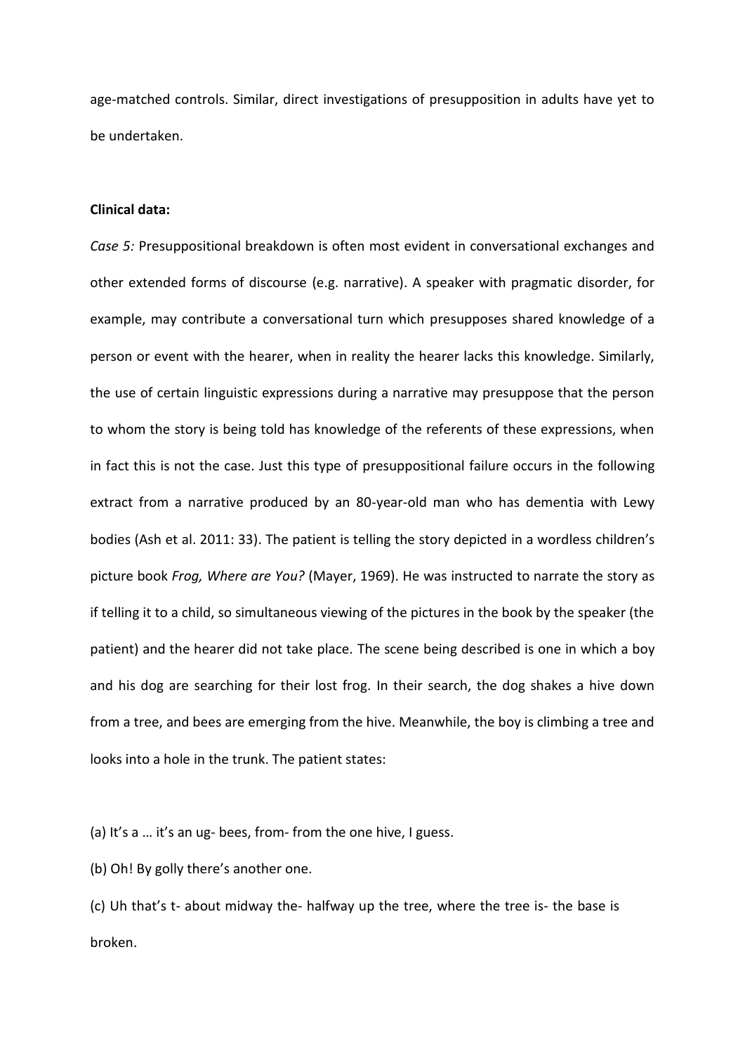age-matched controls. Similar, direct investigations of presupposition in adults have yet to be undertaken.

**Clinical data:**

*Case 5:* Presuppositional breakdown is often most evident in conversational exchanges and other extended forms of discourse (e.g. narrative). A speaker with pragmatic disorder, for example, may contribute a conversational turn which presupposes shared knowledge of a person or event with the hearer, when in reality the hearer lacks this knowledge. Similarly, the use of certain linguistic expressions during a narrative may presuppose that the person to whom the story is being told has knowledge of the referents of these expressions, when in fact this is not the case. Just this type of presuppositional failure occurs in the following extract from a narrative produced by an 80-year-old man who has dementia with Lewy bodies (Ash et al. 2011: 33). The patient is telling the story depicted in a wordless children's picture book *Frog, Where are You?* (Mayer, 1969). He was instructed to narrate the story as if telling it to a child, so simultaneous viewing of the pictures in the book by the speaker (the patient) and the hearer did not take place. The scene being described is one in which a boy and his dog are searching for their lost frog. In their search, the dog shakes a hive down from a tree, and bees are emerging from the hive. Meanwhile, the boy is climbing a tree and looks into a hole in the trunk. The patient states:

(a) It's a … it's an ug- bees, from- from the one hive, I guess.

(b) Oh! By golly there's another one.

(c) Uh that's t- about midway the- halfway up the tree, where the tree is- the base is broken.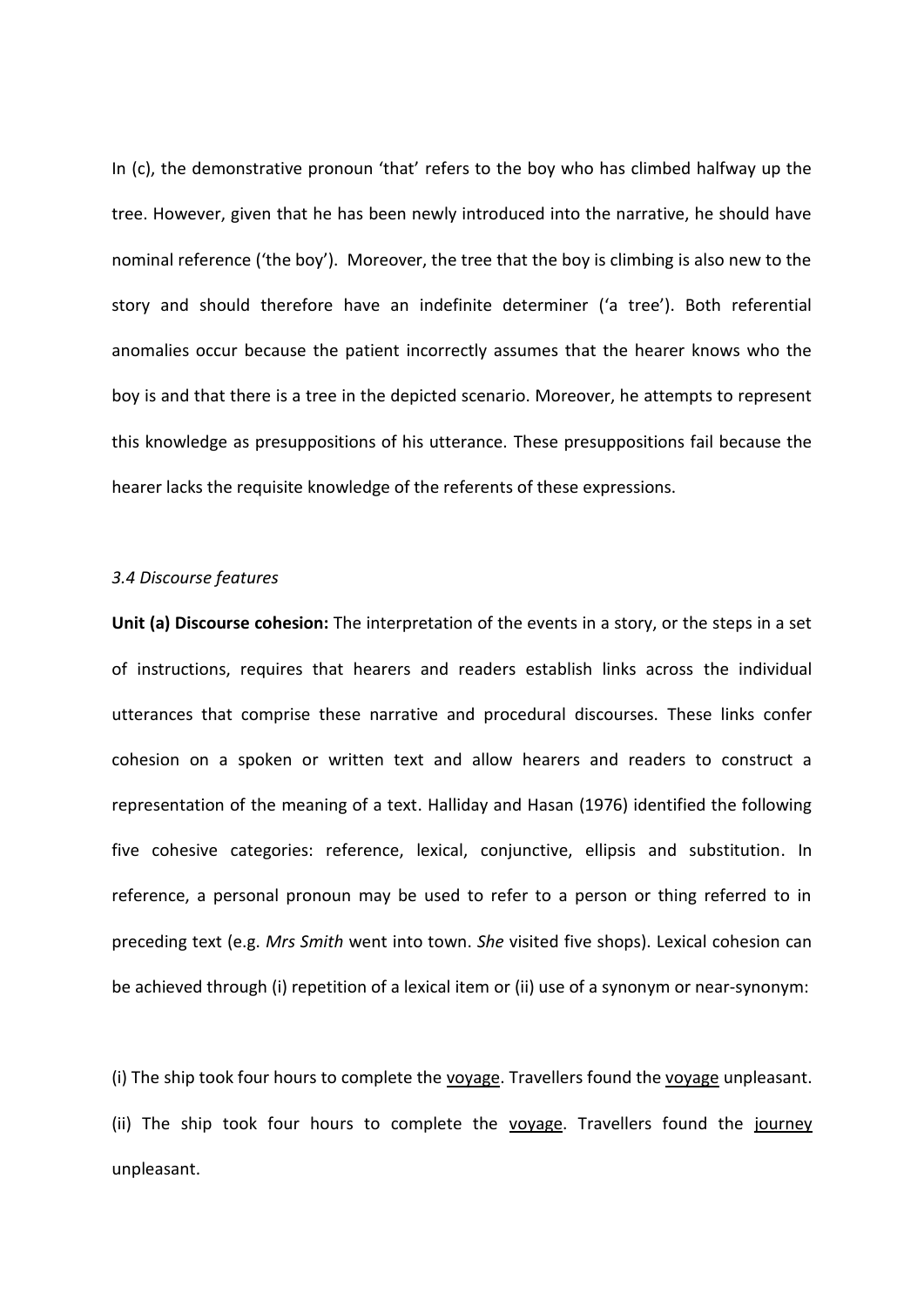In (c), the demonstrative pronoun 'that' refers to the boy who has climbed halfway up the tree. However, given that he has been newly introduced into the narrative, he should have nominal reference ('the boy'). Moreover, the tree that the boy is climbing is also new to the story and should therefore have an indefinite determiner ('a tree'). Both referential anomalies occur because the patient incorrectly assumes that the hearer knows who the boy is and that there is a tree in the depicted scenario. Moreover, he attempts to represent this knowledge as presuppositions of his utterance. These presuppositions fail because the hearer lacks the requisite knowledge of the referents of these expressions.

### *3.4 Discourse features*

**Unit (a) Discourse cohesion:** The interpretation of the events in a story, or the steps in a set of instructions, requires that hearers and readers establish links across the individual utterances that comprise these narrative and procedural discourses. These links confer cohesion on a spoken or written text and allow hearers and readers to construct a representation of the meaning of a text. Halliday and Hasan (1976) identified the following five cohesive categories: reference, lexical, conjunctive, ellipsis and substitution. In reference, a personal pronoun may be used to refer to a person or thing referred to in preceding text (e.g. *Mrs Smith* went into town. *She* visited five shops). Lexical cohesion can be achieved through (i) repetition of a lexical item or (ii) use of a synonym or near-synonym:

(i) The ship took four hours to complete the <u>voyage</u>. Travellers found the <u>voyage</u> unpleasant.
(ii) The ship took four hours to complete the <u>voyage</u>. Travellers found the <u>journey</u> unpleasant.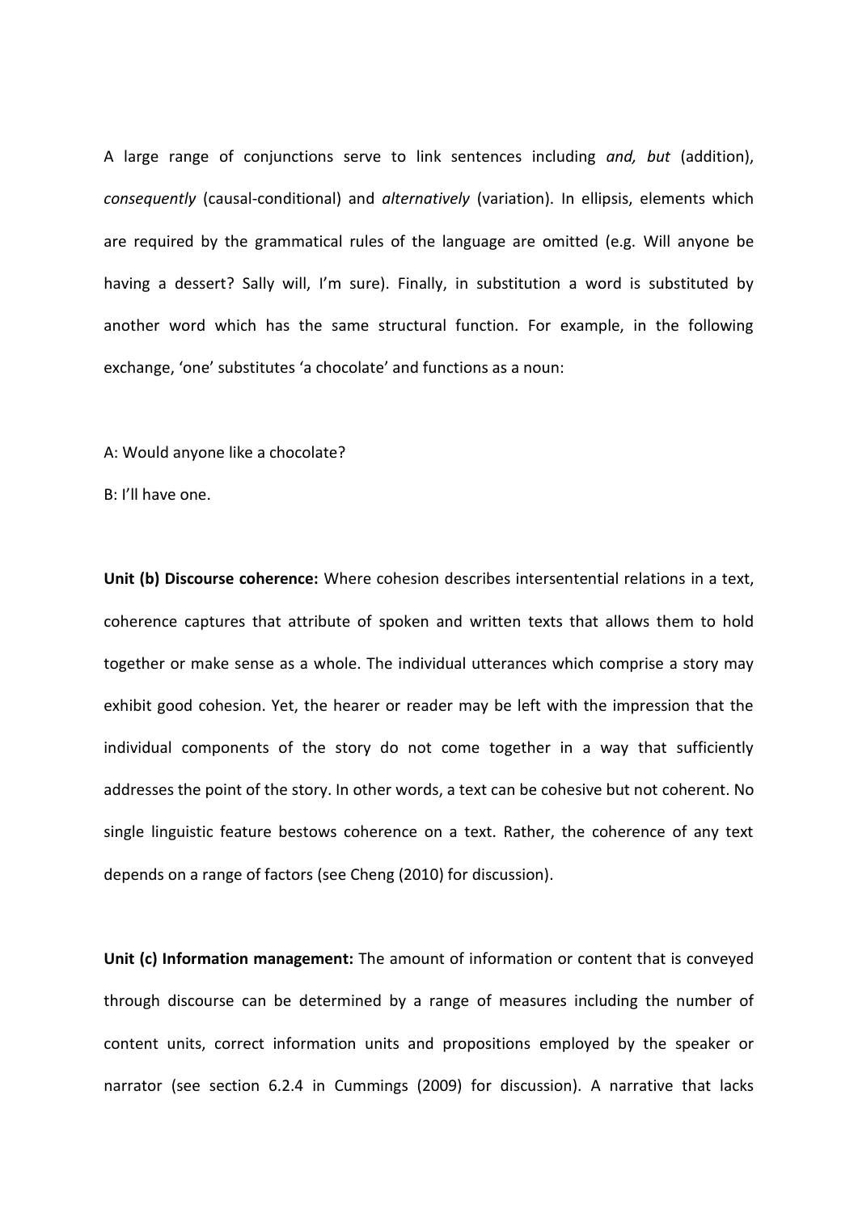A large range of conjunctions serve to link sentences including *and, but* (addition), *consequently* (causal-conditional) and *alternatively* (variation). In ellipsis, elements which are required by the grammatical rules of the language are omitted (e.g. Will anyone be having a dessert? Sally will, I'm sure). Finally, in substitution a word is substituted by another word which has the same structural function. For example, in the following exchange, 'one' substitutes 'a chocolate' and functions as a noun:

A: Would anyone like a chocolate?

B: I'll have one.

**Unit (b) Discourse coherence:** Where cohesion describes intersentential relations in a text, coherence captures that attribute of spoken and written texts that allows them to hold together or make sense as a whole. The individual utterances which comprise a story may exhibit good cohesion. Yet, the hearer or reader may be left with the impression that the individual components of the story do not come together in a way that sufficiently addresses the point of the story. In other words, a text can be cohesive but not coherent. No single linguistic feature bestows coherence on a text. Rather, the coherence of any text depends on a range of factors (see Cheng (2010) for discussion).

**Unit (c) Information management:** The amount of information or content that is conveyed through discourse can be determined by a range of measures including the number of content units, correct information units and propositions employed by the speaker or narrator (see section 6.2.4 in Cummings (2009) for discussion). A narrative that lacks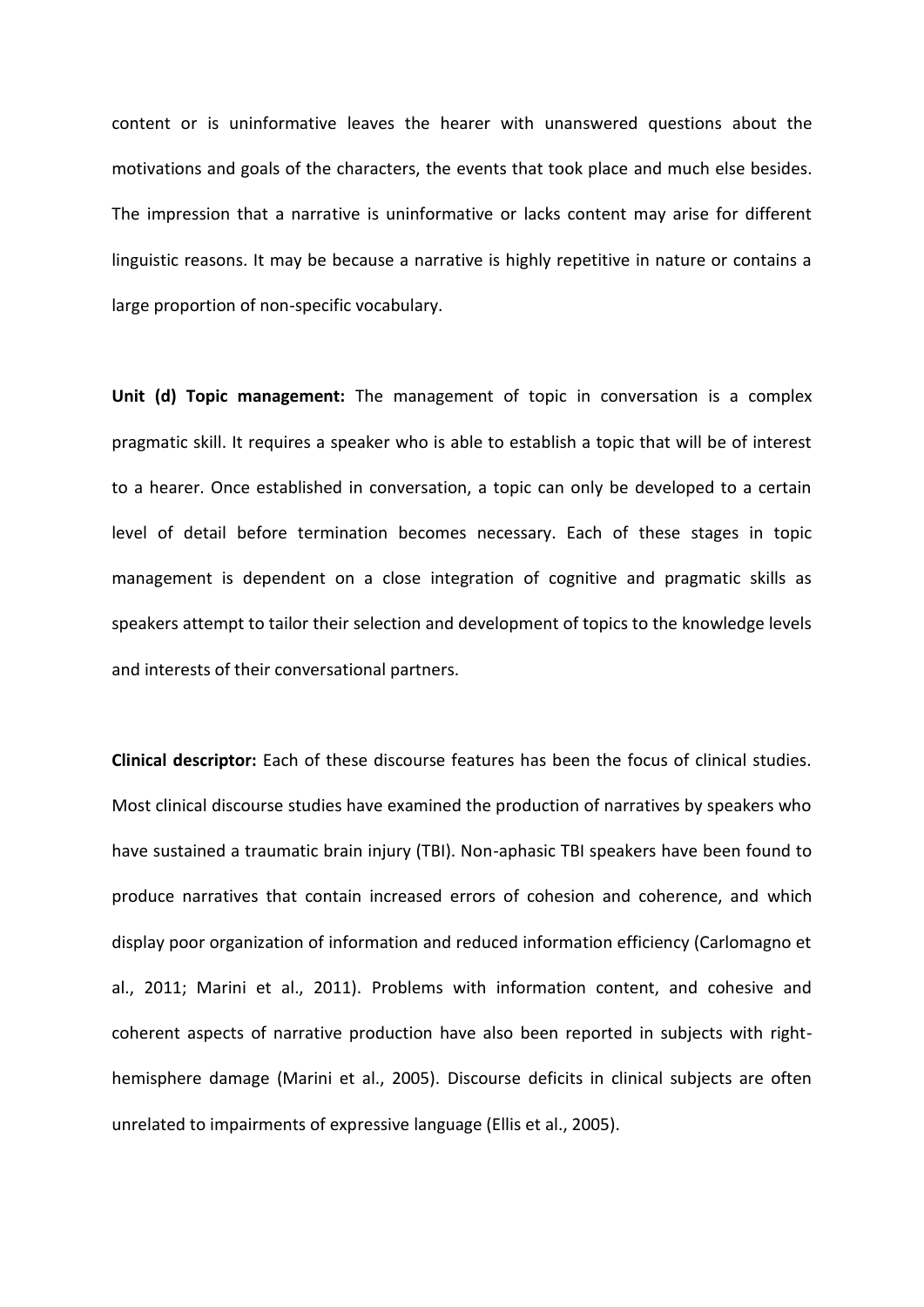content or is uninformative leaves the hearer with unanswered questions about the motivations and goals of the characters, the events that took place and much else besides. The impression that a narrative is uninformative or lacks content may arise for different linguistic reasons. It may be because a narrative is highly repetitive in nature or contains a large proportion of non-specific vocabulary.

**Unit (d) Topic management:** The management of topic in conversation is a complex pragmatic skill. It requires a speaker who is able to establish a topic that will be of interest to a hearer. Once established in conversation, a topic can only be developed to a certain level of detail before termination becomes necessary. Each of these stages in topic management is dependent on a close integration of cognitive and pragmatic skills as speakers attempt to tailor their selection and development of topics to the knowledge levels and interests of their conversational partners.

**Clinical descriptor:** Each of these discourse features has been the focus of clinical studies. Most clinical discourse studies have examined the production of narratives by speakers who have sustained a traumatic brain injury (TBI). Non-aphasic TBI speakers have been found to produce narratives that contain increased errors of cohesion and coherence, and which display poor organization of information and reduced information efficiency (Carlomagno et al., 2011; Marini et al., 2011). Problems with information content, and cohesive and coherent aspects of narrative production have also been reported in subjects with right-hemisphere damage (Marini et al., 2005). Discourse deficits in clinical subjects are often unrelated to impairments of expressive language (Ellis et al., 2005).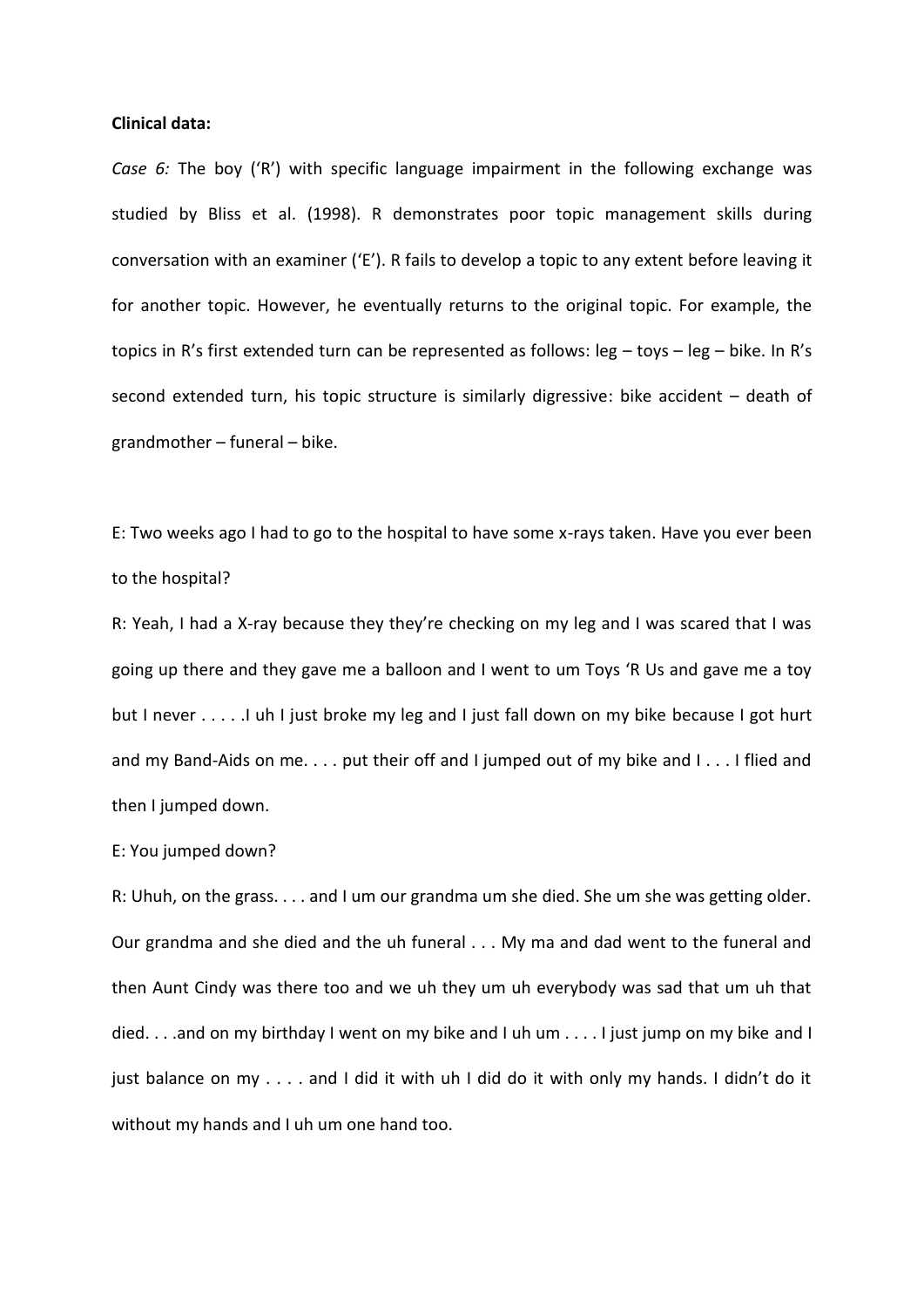**Clinical data:**

*Case 6:* The boy ('R') with specific language impairment in the following exchange was studied by Bliss et al. (1998). R demonstrates poor topic management skills during conversation with an examiner ('E'). R fails to develop a topic to any extent before leaving it for another topic. However, he eventually returns to the original topic. For example, the topics in R's first extended turn can be represented as follows: leg – toys – leg – bike. In R's second extended turn, his topic structure is similarly digressive: bike accident – death of grandmother – funeral – bike.

E: Two weeks ago I had to go to the hospital to have some x-rays taken. Have you ever been to the hospital?

R: Yeah, I had a X-ray because they they're checking on my leg and I was scared that I was going up there and they gave me a balloon and I went to um Toys 'R Us and gave me a toy but I never . . . . .I uh I just broke my leg and I just fall down on my bike because I got hurt and my Band-Aids on me. . . . put their off and I jumped out of my bike and I . . . I flied and then I jumped down.

E: You jumped down?

R: Uhuh, on the grass. . . . and I um our grandma um she died. She um she was getting older. Our grandma and she died and the uh funeral . . . My ma and dad went to the funeral and then Aunt Cindy was there too and we uh they um uh everybody was sad that um uh that died. . . .and on my birthday I went on my bike and I uh um . . . . I just jump on my bike and I just balance on my . . . . and I did it with uh I did do it with only my hands. I didn't do it without my hands and I uh um one hand too.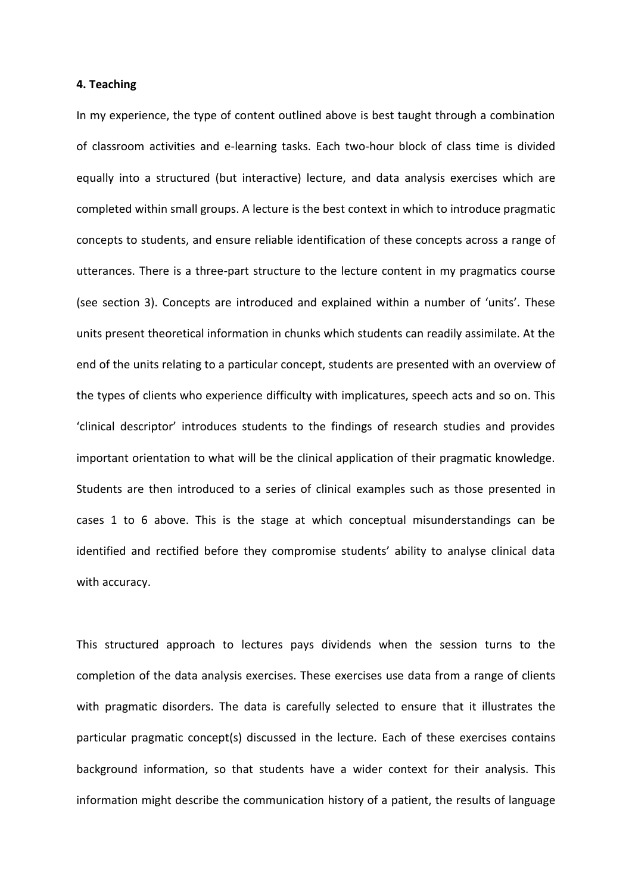**4. Teaching**

In my experience, the type of content outlined above is best taught through a combination of classroom activities and e-learning tasks. Each two-hour block of class time is divided equally into a structured (but interactive) lecture, and data analysis exercises which are completed within small groups. A lecture is the best context in which to introduce pragmatic concepts to students, and ensure reliable identification of these concepts across a range of utterances. There is a three-part structure to the lecture content in my pragmatics course (see section 3). Concepts are introduced and explained within a number of 'units'. These units present theoretical information in chunks which students can readily assimilate. At the end of the units relating to a particular concept, students are presented with an overview of the types of clients who experience difficulty with implicatures, speech acts and so on. This 'clinical descriptor' introduces students to the findings of research studies and provides important orientation to what will be the clinical application of their pragmatic knowledge. Students are then introduced to a series of clinical examples such as those presented in cases 1 to 6 above. This is the stage at which conceptual misunderstandings can be identified and rectified before they compromise students' ability to analyse clinical data with accuracy.

This structured approach to lectures pays dividends when the session turns to the completion of the data analysis exercises. These exercises use data from a range of clients with pragmatic disorders. The data is carefully selected to ensure that it illustrates the particular pragmatic concept(s) discussed in the lecture. Each of these exercises contains background information, so that students have a wider context for their analysis. This information might describe the communication history of a patient, the results of language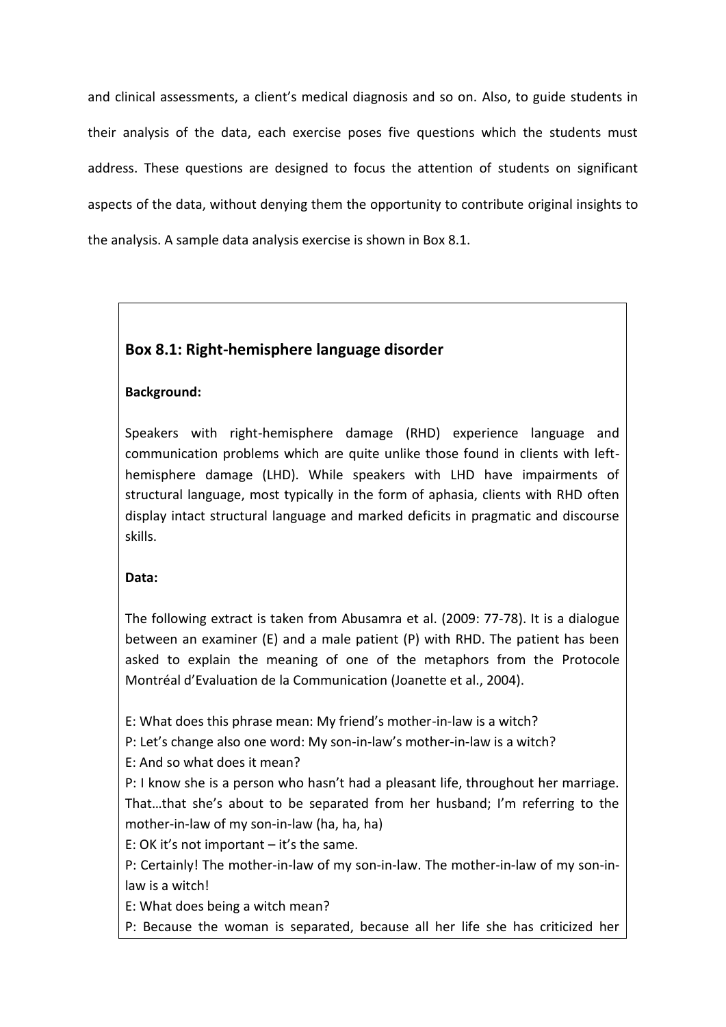and clinical assessments, a client's medical diagnosis and so on. Also, to guide students in their analysis of the data, each exercise poses five questions which the students must address. These questions are designed to focus the attention of students on significant aspects of the data, without denying them the opportunity to contribute original insights to the analysis. A sample data analysis exercise is shown in Box 8.1.

### Box 8.1: Right-hemisphere language disorder

**Background:**

Speakers with right-hemisphere damage (RHD) experience language and communication problems which are quite unlike those found in clients with left-hemisphere damage (LHD). While speakers with LHD have impairments of structural language, most typically in the form of aphasia, clients with RHD often display intact structural language and marked deficits in pragmatic and discourse skills.

**Data:**

The following extract is taken from Abusamra et al. (2009: 77-78). It is a dialogue between an examiner (E) and a male patient (P) with RHD. The patient has been asked to explain the meaning of one of the metaphors from the Protocole Montréal d'Evaluation de la Communication (Joanette et al., 2004).

E: What does this phrase mean: My friend's mother-in-law is a witch?
P: Let's change also one word: My son-in-law's mother-in-law is a witch?
E: And so what does it mean?
P: I know she is a person who hasn't had a pleasant life, throughout her marriage. That…that she's about to be separated from her husband; I'm referring to the mother-in-law of my son-in-law (ha, ha, ha)
E: OK it's not important – it's the same.
P: Certainly! The mother-in-law of my son-in-law. The mother-in-law of my son-in-law is a witch!
E: What does being a witch mean?
P: Because the woman is separated, because all her life she has criticized her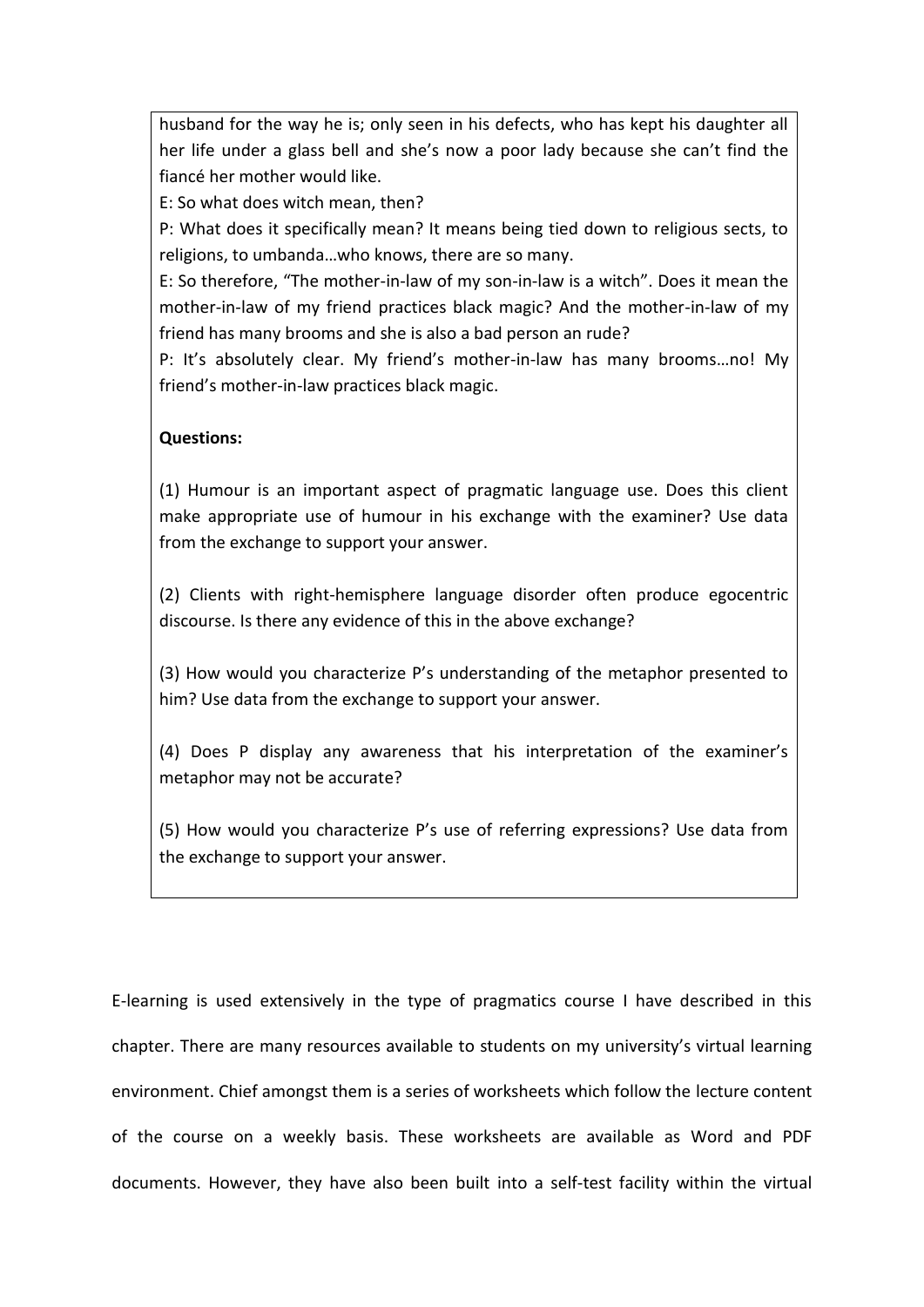husband for the way he is; only seen in his defects, who has kept his daughter all her life under a glass bell and she's now a poor lady because she can't find the fiancé her mother would like.

E: So what does witch mean, then?

P: What does it specifically mean? It means being tied down to religious sects, to religions, to umbanda…who knows, there are so many.

E: So therefore, "The mother-in-law of my son-in-law is a witch". Does it mean the mother-in-law of my friend practices black magic? And the mother-in-law of my friend has many brooms and she is also a bad person an rude?

P: It's absolutely clear. My friend's mother-in-law has many brooms…no! My friend's mother-in-law practices black magic.

**Questions:**

(1) Humour is an important aspect of pragmatic language use. Does this client make appropriate use of humour in his exchange with the examiner? Use data from the exchange to support your answer.

(2) Clients with right-hemisphere language disorder often produce egocentric discourse. Is there any evidence of this in the above exchange?

(3) How would you characterize P's understanding of the metaphor presented to him? Use data from the exchange to support your answer.

(4) Does P display any awareness that his interpretation of the examiner's metaphor may not be accurate?

(5) How would you characterize P's use of referring expressions? Use data from the exchange to support your answer.

E-learning is used extensively in the type of pragmatics course I have described in this chapter. There are many resources available to students on my university's virtual learning environment. Chief amongst them is a series of worksheets which follow the lecture content of the course on a weekly basis. These worksheets are available as Word and PDF documents. However, they have also been built into a self-test facility within the virtual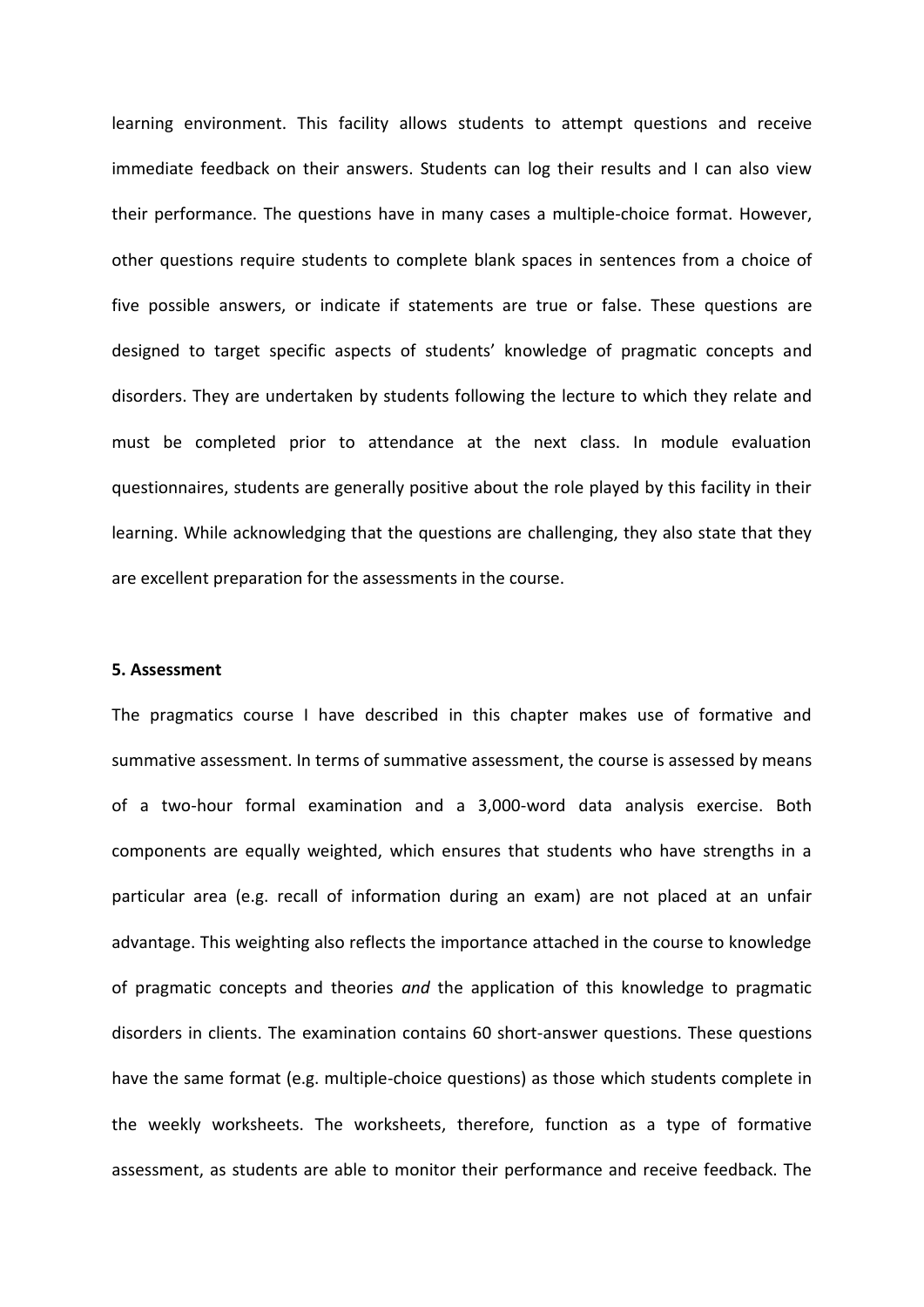learning environment. This facility allows students to attempt questions and receive immediate feedback on their answers. Students can log their results and I can also view their performance. The questions have in many cases a multiple-choice format. However, other questions require students to complete blank spaces in sentences from a choice of five possible answers, or indicate if statements are true or false. These questions are designed to target specific aspects of students' knowledge of pragmatic concepts and disorders. They are undertaken by students following the lecture to which they relate and must be completed prior to attendance at the next class. In module evaluation questionnaires, students are generally positive about the role played by this facility in their learning. While acknowledging that the questions are challenging, they also state that they are excellent preparation for the assessments in the course.

## 5. Assessment

The pragmatics course I have described in this chapter makes use of formative and summative assessment. In terms of summative assessment, the course is assessed by means of a two-hour formal examination and a 3,000-word data analysis exercise. Both components are equally weighted, which ensures that students who have strengths in a particular area (e.g. recall of information during an exam) are not placed at an unfair advantage. This weighting also reflects the importance attached in the course to knowledge of pragmatic concepts and theories *and* the application of this knowledge to pragmatic disorders in clients. The examination contains 60 short-answer questions. These questions have the same format (e.g. multiple-choice questions) as those which students complete in the weekly worksheets. The worksheets, therefore, function as a type of formative assessment, as students are able to monitor their performance and receive feedback. The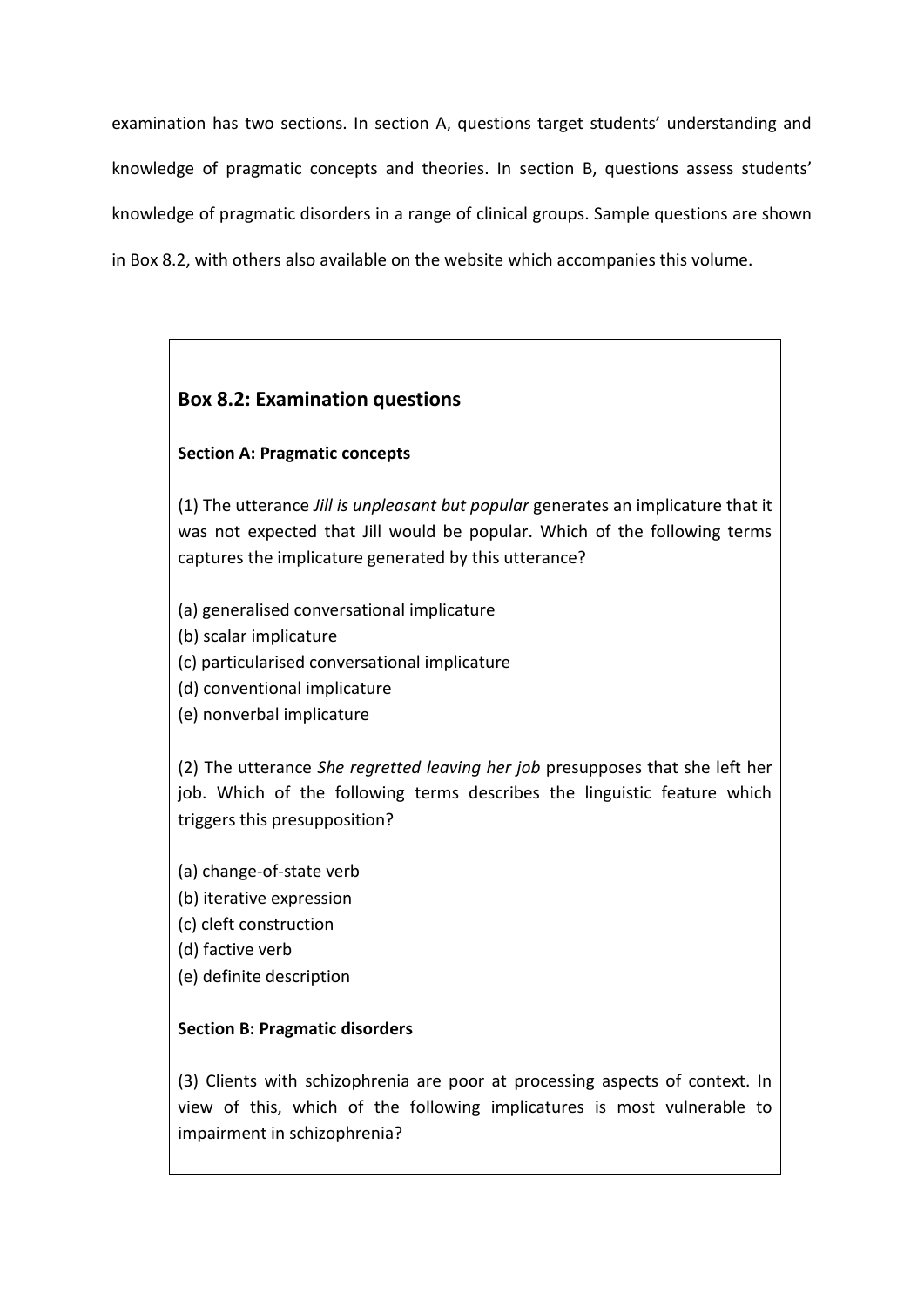examination has two sections. In section A, questions target students' understanding and knowledge of pragmatic concepts and theories. In section B, questions assess students' knowledge of pragmatic disorders in a range of clinical groups. Sample questions are shown in Box 8.2, with others also available on the website which accompanies this volume.

## Box 8.2: Examination questions

**Section A: Pragmatic concepts**

(1) The utterance *Jill is unpleasant but popular* generates an implicature that it was not expected that Jill would be popular. Which of the following terms captures the implicature generated by this utterance?

(a) generalised conversational implicature
(b) scalar implicature
(c) particularised conversational implicature
(d) conventional implicature
(e) nonverbal implicature

(2) The utterance *She regretted leaving her job* presupposes that she left her job. Which of the following terms describes the linguistic feature which triggers this presupposition?

(a) change-of-state verb
(b) iterative expression
(c) cleft construction
(d) factive verb
(e) definite description

**Section B: Pragmatic disorders**

(3) Clients with schizophrenia are poor at processing aspects of context. In view of this, which of the following implicatures is most vulnerable to impairment in schizophrenia?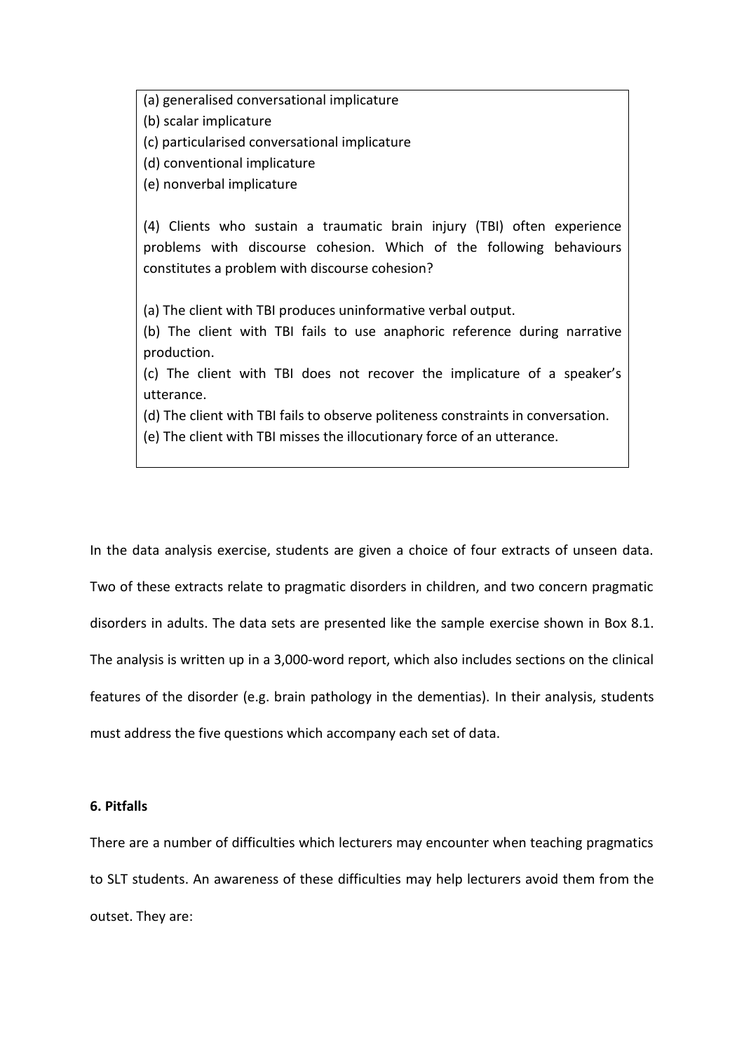(a) generalised conversational implicature  
(b) scalar implicature  
(c) particularised conversational implicature  
(d) conventional implicature  
(e) nonverbal implicature

(4) Clients who sustain a traumatic brain injury (TBI) often experience problems with discourse cohesion. Which of the following behaviours constitutes a problem with discourse cohesion?

(a) The client with TBI produces uninformative verbal output.  
(b) The client with TBI fails to use anaphoric reference during narrative production.  
(c) The client with TBI does not recover the implicature of a speaker's utterance.  
(d) The client with TBI fails to observe politeness constraints in conversation.  
(e) The client with TBI misses the illocutionary force of an utterance.

In the data analysis exercise, students are given a choice of four extracts of unseen data. Two of these extracts relate to pragmatic disorders in children, and two concern pragmatic disorders in adults. The data sets are presented like the sample exercise shown in Box 8.1. The analysis is written up in a 3,000-word report, which also includes sections on the clinical features of the disorder (e.g. brain pathology in the dementias). In their analysis, students must address the five questions which accompany each set of data.

## 6. Pitfalls

There are a number of difficulties which lecturers may encounter when teaching pragmatics to SLT students. An awareness of these difficulties may help lecturers avoid them from the outset. They are: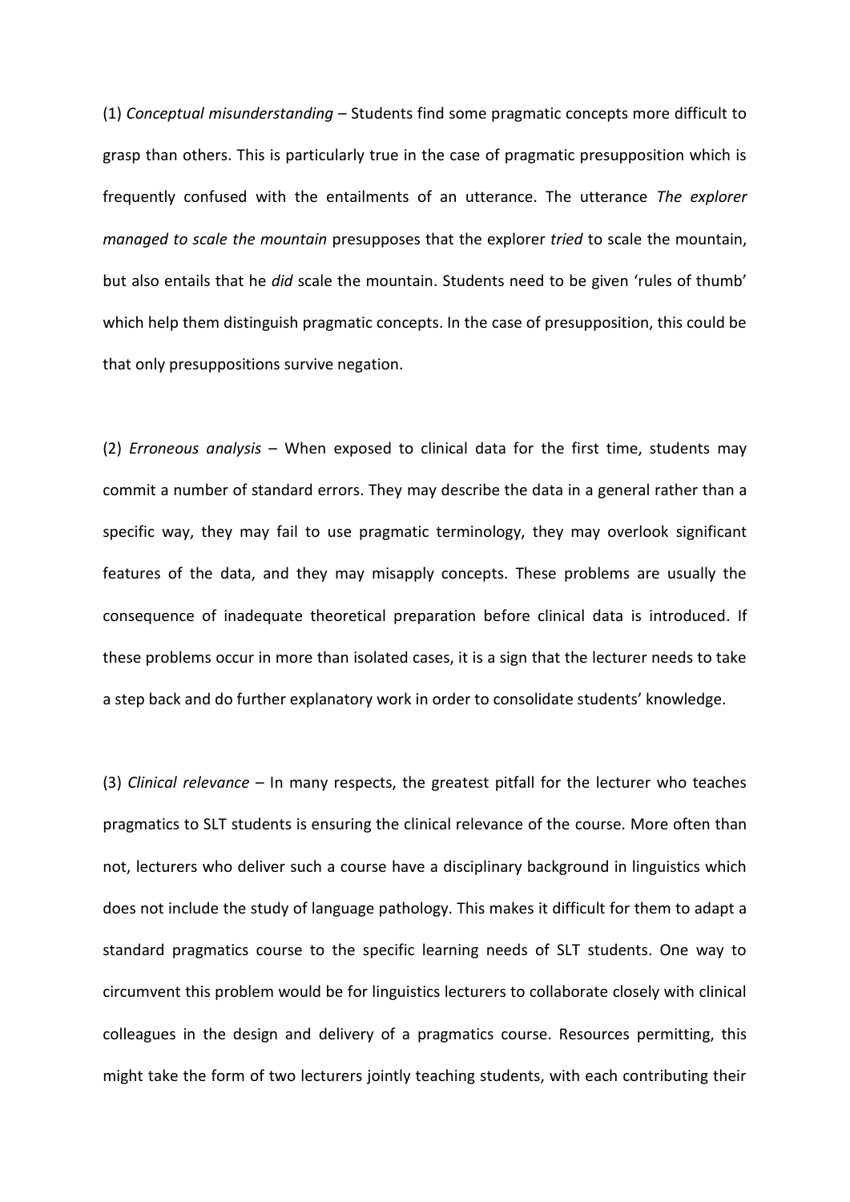(1) *Conceptual misunderstanding* – Students find some pragmatic concepts more difficult to grasp than others. This is particularly true in the case of pragmatic presupposition which is frequently confused with the entailments of an utterance. The utterance *The explorer managed to scale the mountain* presupposes that the explorer *tried* to scale the mountain, but also entails that he *did* scale the mountain. Students need to be given 'rules of thumb' which help them distinguish pragmatic concepts. In the case of presupposition, this could be that only presuppositions survive negation.

(2) *Erroneous analysis* – When exposed to clinical data for the first time, students may commit a number of standard errors. They may describe the data in a general rather than a specific way, they may fail to use pragmatic terminology, they may overlook significant features of the data, and they may misapply concepts. These problems are usually the consequence of inadequate theoretical preparation before clinical data is introduced. If these problems occur in more than isolated cases, it is a sign that the lecturer needs to take a step back and do further explanatory work in order to consolidate students' knowledge.

(3) *Clinical relevance* – In many respects, the greatest pitfall for the lecturer who teaches pragmatics to SLT students is ensuring the clinical relevance of the course. More often than not, lecturers who deliver such a course have a disciplinary background in linguistics which does not include the study of language pathology. This makes it difficult for them to adapt a standard pragmatics course to the specific learning needs of SLT students. One way to circumvent this problem would be for linguistics lecturers to collaborate closely with clinical colleagues in the design and delivery of a pragmatics course. Resources permitting, this might take the form of two lecturers jointly teaching students, with each contributing their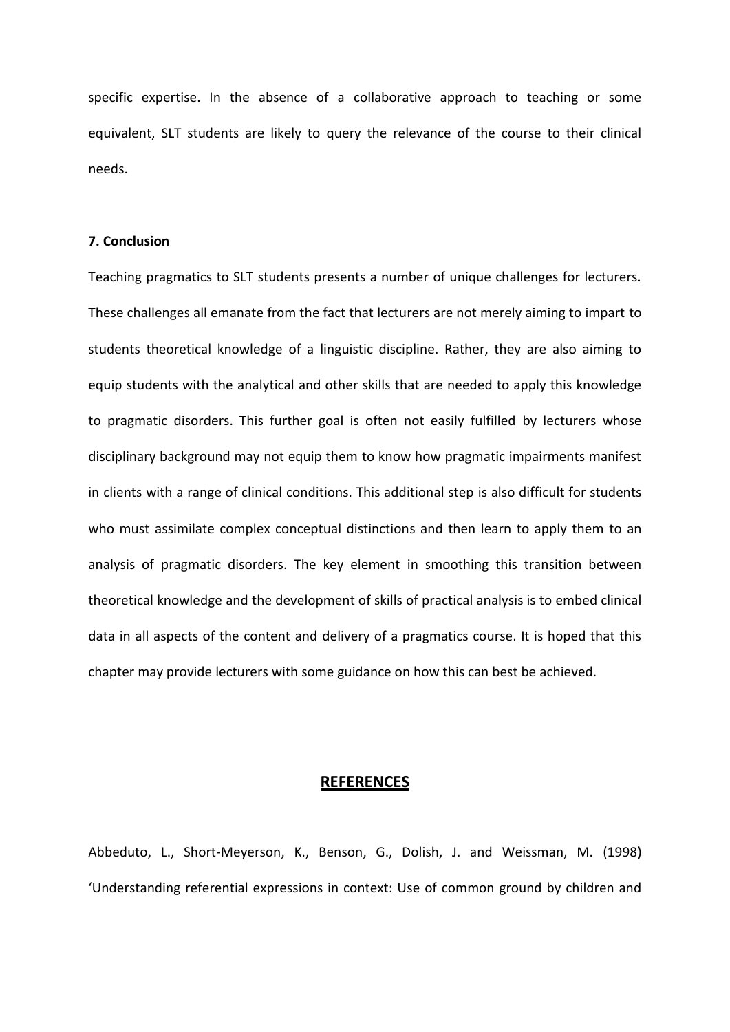specific expertise. In the absence of a collaborative approach to teaching or some equivalent, SLT students are likely to query the relevance of the course to their clinical needs.

## 7. Conclusion

Teaching pragmatics to SLT students presents a number of unique challenges for lecturers. These challenges all emanate from the fact that lecturers are not merely aiming to impart to students theoretical knowledge of a linguistic discipline. Rather, they are also aiming to equip students with the analytical and other skills that are needed to apply this knowledge to pragmatic disorders. This further goal is often not easily fulfilled by lecturers whose disciplinary background may not equip them to know how pragmatic impairments manifest in clients with a range of clinical conditions. This additional step is also difficult for students who must assimilate complex conceptual distinctions and then learn to apply them to an analysis of pragmatic disorders. The key element in smoothing this transition between theoretical knowledge and the development of skills of practical analysis is to embed clinical data in all aspects of the content and delivery of a pragmatics course. It is hoped that this chapter may provide lecturers with some guidance on how this can best be achieved.

## REFERENCES

Abbeduto, L., Short-Meyerson, K., Benson, G., Dolish, J. and Weissman, M. (1998) 'Understanding referential expressions in context: Use of common ground by children and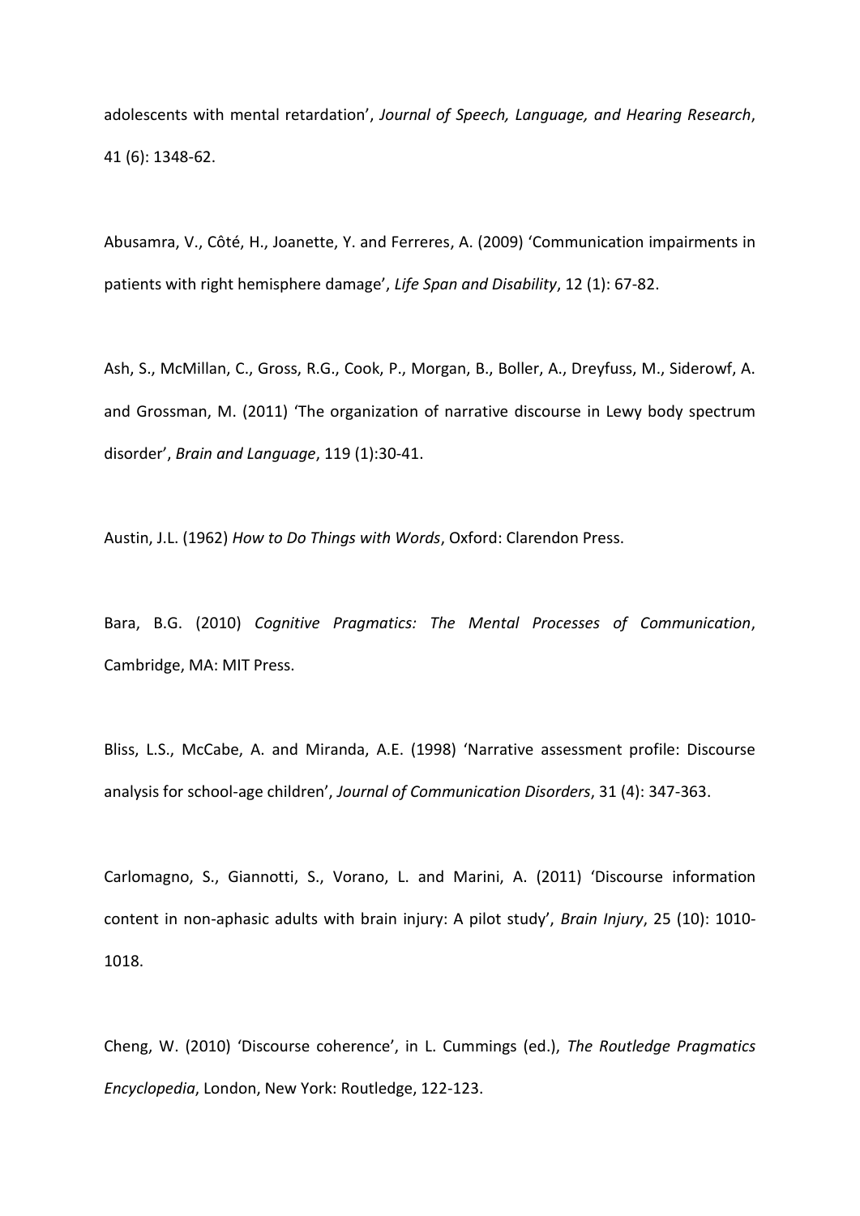adolescents with mental retardation', *Journal of Speech, Language, and Hearing Research*, 41 (6): 1348-62.

Abusamra, V., Côté, H., Joanette, Y. and Ferreres, A. (2009) 'Communication impairments in patients with right hemisphere damage', *Life Span and Disability*, 12 (1): 67-82.

Ash, S., McMillan, C., Gross, R.G., Cook, P., Morgan, B., Boller, A., Dreyfuss, M., Siderowf, A. and Grossman, M. (2011) 'The organization of narrative discourse in Lewy body spectrum disorder', *Brain and Language*, 119 (1):30-41.

Austin, J.L. (1962) *How to Do Things with Words*, Oxford: Clarendon Press.

Bara, B.G. (2010) *Cognitive Pragmatics: The Mental Processes of Communication*, Cambridge, MA: MIT Press.

Bliss, L.S., McCabe, A. and Miranda, A.E. (1998) 'Narrative assessment profile: Discourse analysis for school-age children', *Journal of Communication Disorders*, 31 (4): 347-363.

Carlomagno, S., Giannotti, S., Vorano, L. and Marini, A. (2011) 'Discourse information content in non-aphasic adults with brain injury: A pilot study', *Brain Injury*, 25 (10): 1010-1018.

Cheng, W. (2010) 'Discourse coherence', in L. Cummings (ed.), *The Routledge Pragmatics Encyclopedia*, London, New York: Routledge, 122-123.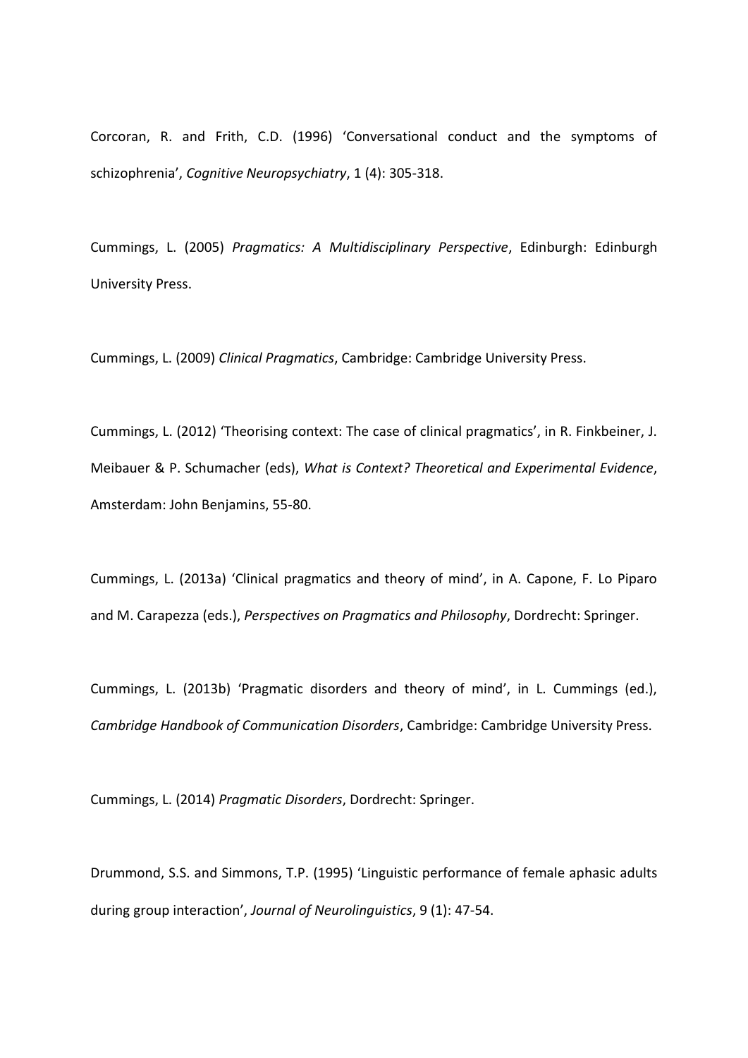Corcoran, R. and Frith, C.D. (1996) 'Conversational conduct and the symptoms of schizophrenia', *Cognitive Neuropsychiatry*, 1 (4): 305-318.

Cummings, L. (2005) *Pragmatics: A Multidisciplinary Perspective*, Edinburgh: Edinburgh University Press.

Cummings, L. (2009) *Clinical Pragmatics*, Cambridge: Cambridge University Press.

Cummings, L. (2012) 'Theorising context: The case of clinical pragmatics', in R. Finkbeiner, J. Meibauer & P. Schumacher (eds), *What is Context? Theoretical and Experimental Evidence*, Amsterdam: John Benjamins, 55-80.

Cummings, L. (2013a) 'Clinical pragmatics and theory of mind', in A. Capone, F. Lo Piparo and M. Carapezza (eds.), *Perspectives on Pragmatics and Philosophy*, Dordrecht: Springer.

Cummings, L. (2013b) 'Pragmatic disorders and theory of mind', in L. Cummings (ed.), *Cambridge Handbook of Communication Disorders*, Cambridge: Cambridge University Press.

Cummings, L. (2014) *Pragmatic Disorders*, Dordrecht: Springer.

Drummond, S.S. and Simmons, T.P. (1995) 'Linguistic performance of female aphasic adults during group interaction', *Journal of Neurolinguistics*, 9 (1): 47-54.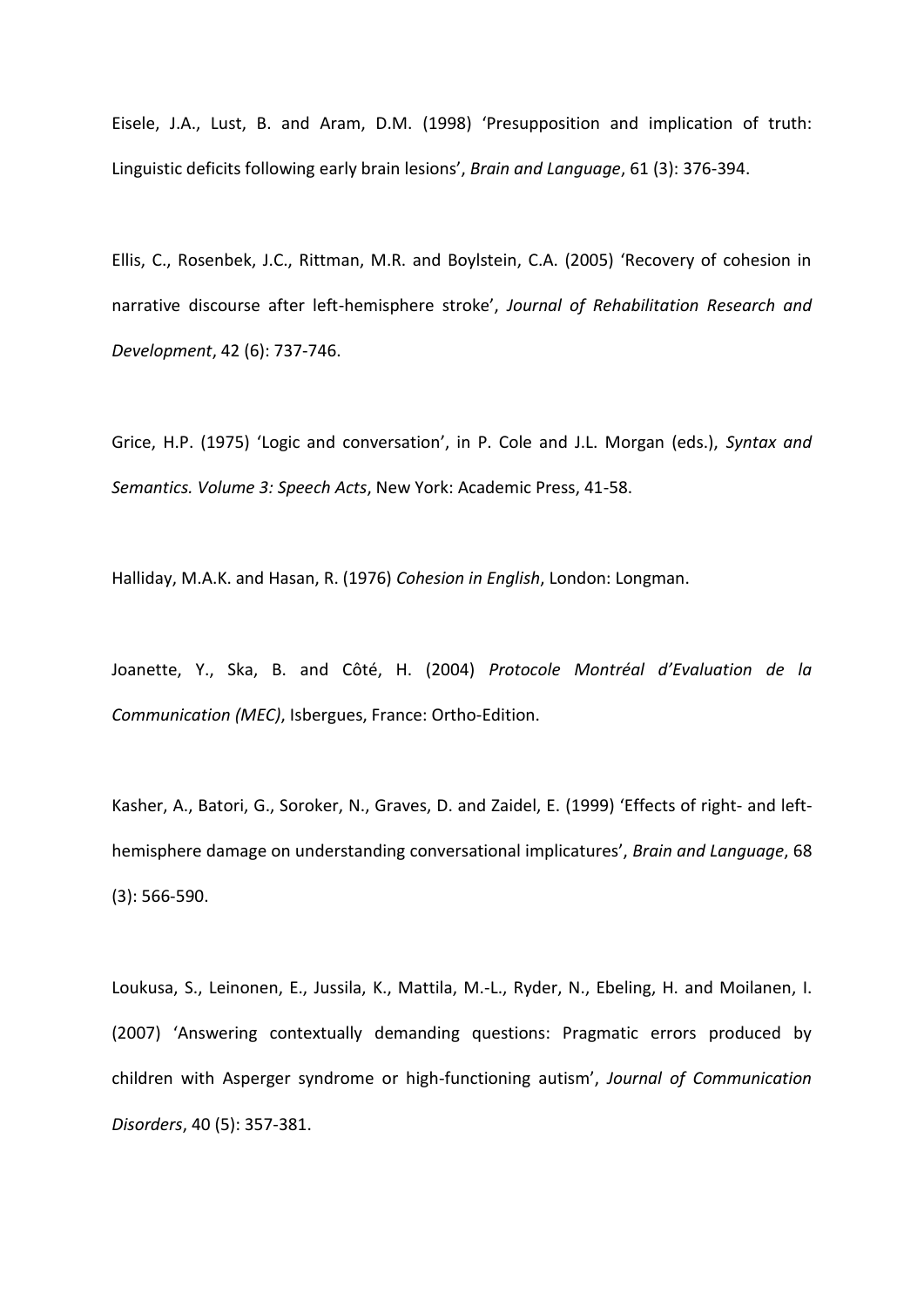Eisele, J.A., Lust, B. and Aram, D.M. (1998) 'Presupposition and implication of truth: Linguistic deficits following early brain lesions', *Brain and Language*, 61 (3): 376-394.

Ellis, C., Rosenbek, J.C., Rittman, M.R. and Boylstein, C.A. (2005) 'Recovery of cohesion in narrative discourse after left-hemisphere stroke', *Journal of Rehabilitation Research and Development*, 42 (6): 737-746.

Grice, H.P. (1975) 'Logic and conversation', in P. Cole and J.L. Morgan (eds.), *Syntax and Semantics. Volume 3: Speech Acts*, New York: Academic Press, 41-58.

Halliday, M.A.K. and Hasan, R. (1976) *Cohesion in English*, London: Longman.

Joanette, Y., Ska, B. and Côté, H. (2004) *Protocole Montréal d'Evaluation de la Communication (MEC)*, Isbergues, France: Ortho-Edition.

Kasher, A., Batori, G., Soroker, N., Graves, D. and Zaidel, E. (1999) 'Effects of right- and left-hemisphere damage on understanding conversational implicatures', *Brain and Language*, 68 (3): 566-590.

Loukusa, S., Leinonen, E., Jussila, K., Mattila, M.-L., Ryder, N., Ebeling, H. and Moilanen, I. (2007) 'Answering contextually demanding questions: Pragmatic errors produced by children with Asperger syndrome or high-functioning autism', *Journal of Communication Disorders*, 40 (5): 357-381.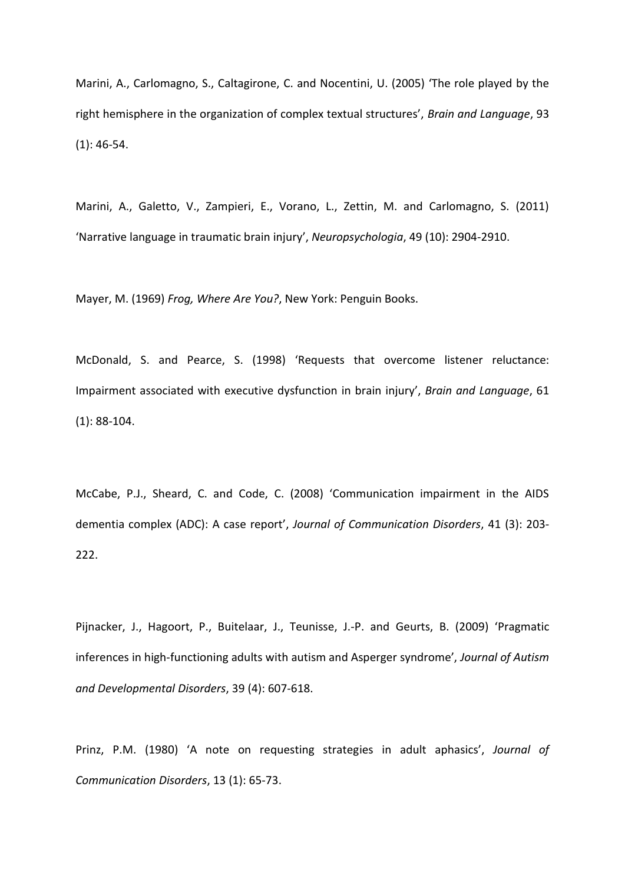Marini, A., Carlomagno, S., Caltagirone, C. and Nocentini, U. (2005) 'The role played by the right hemisphere in the organization of complex textual structures', *Brain and Language*, 93 (1): 46-54.

Marini, A., Galetto, V., Zampieri, E., Vorano, L., Zettin, M. and Carlomagno, S. (2011) 'Narrative language in traumatic brain injury', *Neuropsychologia*, 49 (10): 2904-2910.

Mayer, M. (1969) *Frog, Where Are You?*, New York: Penguin Books.

McDonald, S. and Pearce, S. (1998) 'Requests that overcome listener reluctance: Impairment associated with executive dysfunction in brain injury', *Brain and Language*, 61 (1): 88-104.

McCabe, P.J., Sheard, C. and Code, C. (2008) 'Communication impairment in the AIDS dementia complex (ADC): A case report', *Journal of Communication Disorders*, 41 (3): 203-222.

Pijnacker, J., Hagoort, P., Buitelaar, J., Teunisse, J.-P. and Geurts, B. (2009) 'Pragmatic inferences in high-functioning adults with autism and Asperger syndrome', *Journal of Autism and Developmental Disorders*, 39 (4): 607-618.

Prinz, P.M. (1980) 'A note on requesting strategies in adult aphasics', *Journal of Communication Disorders*, 13 (1): 65-73.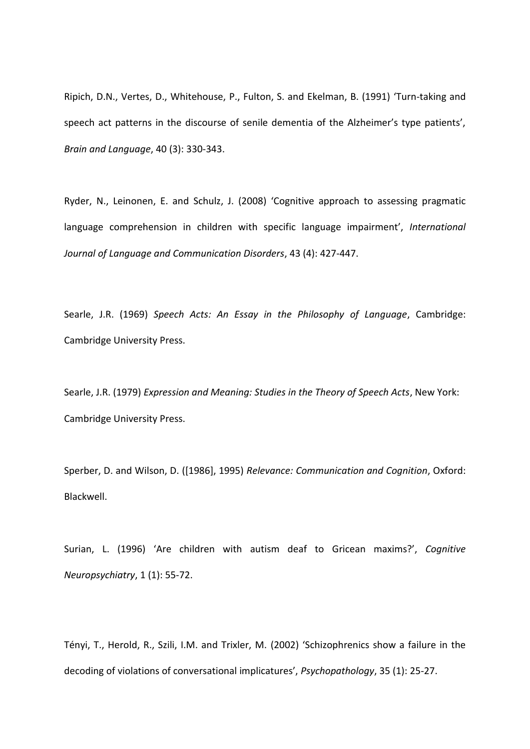Ripich, D.N., Vertes, D., Whitehouse, P., Fulton, S. and Ekelman, B. (1991) 'Turn-taking and speech act patterns in the discourse of senile dementia of the Alzheimer's type patients', *Brain and Language*, 40 (3): 330-343.

Ryder, N., Leinonen, E. and Schulz, J. (2008) 'Cognitive approach to assessing pragmatic language comprehension in children with specific language impairment', *International Journal of Language and Communication Disorders*, 43 (4): 427-447.

Searle, J.R. (1969) *Speech Acts: An Essay in the Philosophy of Language*, Cambridge: Cambridge University Press.

Searle, J.R. (1979) *Expression and Meaning: Studies in the Theory of Speech Acts*, New York: Cambridge University Press.

Sperber, D. and Wilson, D. ([1986], 1995) *Relevance: Communication and Cognition*, Oxford: Blackwell.

Surian, L. (1996) 'Are children with autism deaf to Gricean maxims?', *Cognitive Neuropsychiatry*, 1 (1): 55-72.

Tényi, T., Herold, R., Szili, I.M. and Trixler, M. (2002) 'Schizophrenics show a failure in the decoding of violations of conversational implicatures', *Psychopathology*, 35 (1): 25-27.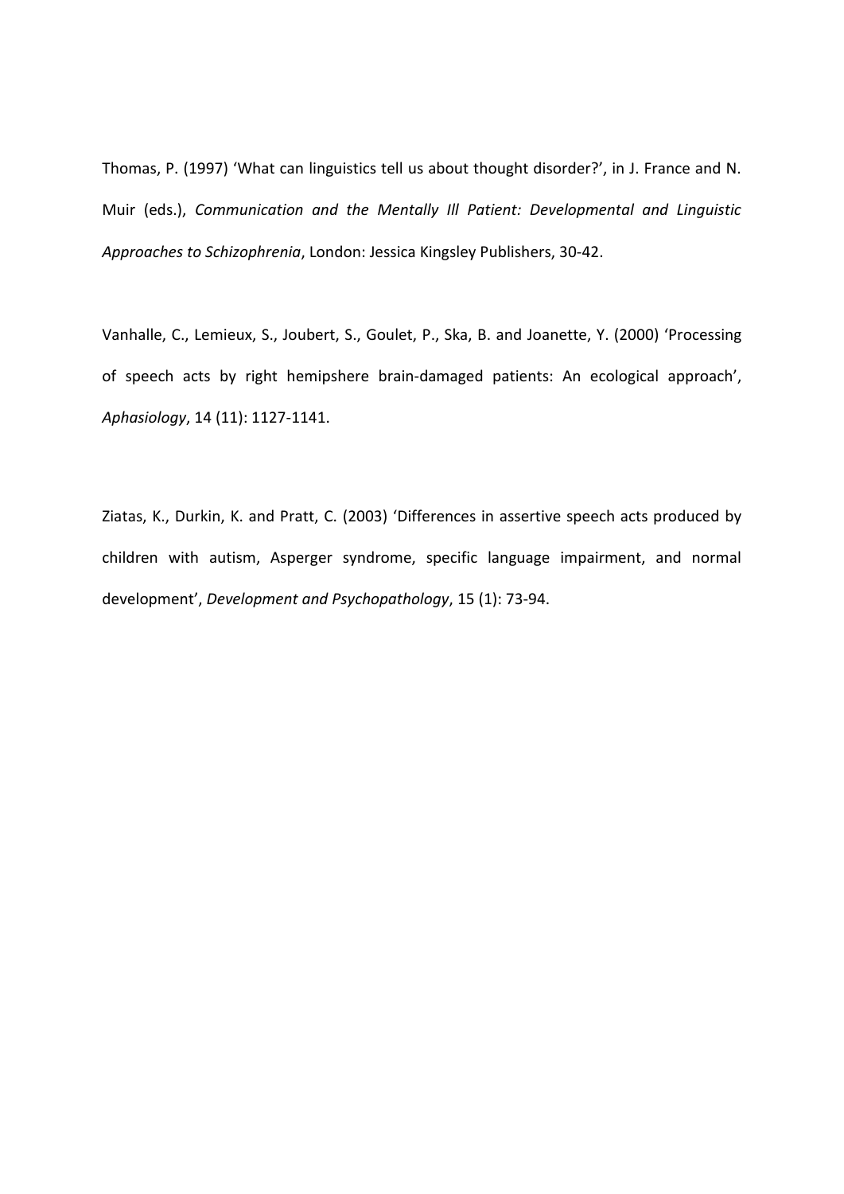Thomas, P. (1997) 'What can linguistics tell us about thought disorder?', in J. France and N. Muir (eds.), *Communication and the Mentally Ill Patient: Developmental and Linguistic Approaches to Schizophrenia*, London: Jessica Kingsley Publishers, 30-42.

Vanhalle, C., Lemieux, S., Joubert, S., Goulet, P., Ska, B. and Joanette, Y. (2000) 'Processing of speech acts by right hemipshere brain-damaged patients: An ecological approach', *Aphasiology*, 14 (11): 1127-1141.

Ziatas, K., Durkin, K. and Pratt, C. (2003) 'Differences in assertive speech acts produced by children with autism, Asperger syndrome, specific language impairment, and normal development', *Development and Psychopathology*, 15 (1): 73-94.